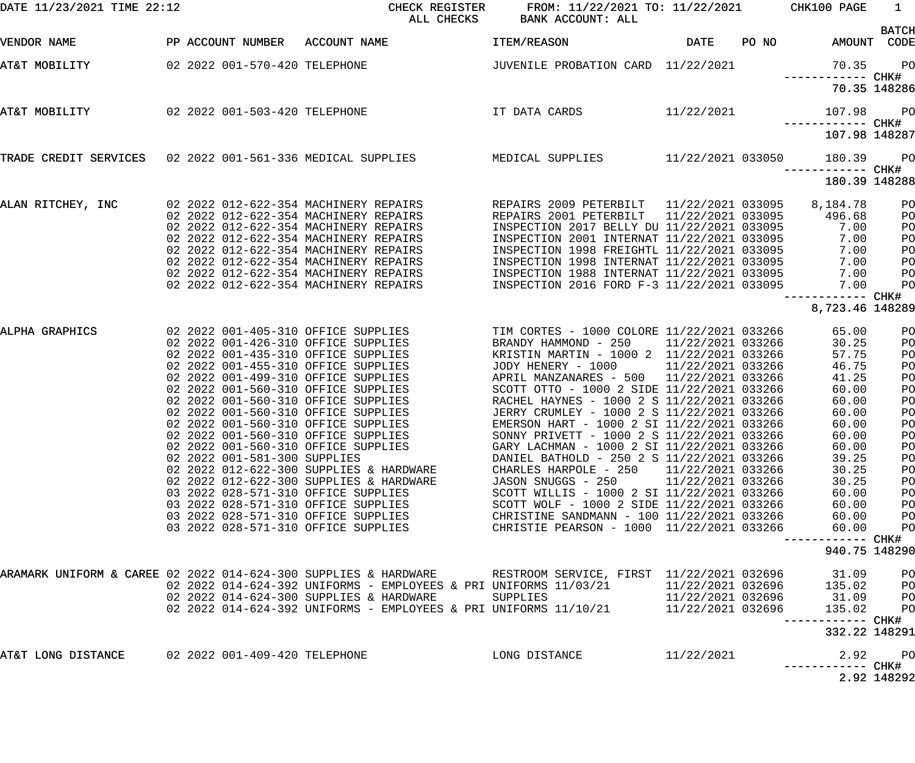DATE 11/23/2021 TIME 22:12 — CHECK REGISTER — ALL CHECKS — FROM: 11/22/2021 TO: 11/22/2021 — BANK ACCOUNT: ALL — CHK100 PAGE 1

| VENDOR NAME | PP | ACCOUNT NUMBER | ACCOUNT NAME | ITEM/REASON | DATE | PO NO | AMOUNT | BATCH CODE |
|---|---|---|---|---|---|---|---|---|
| AT&T MOBILITY | 02 | 2022 001-570-420 | TELEPHONE | JUVENILE PROBATION CARD | 11/22/2021 | | 70.35 | PO |
| | | | | | | | ------------ | CHK# |
| | | | | | | | 70.35 | 148286 |
| AT&T MOBILITY | 02 | 2022 001-503-420 | TELEPHONE | IT DATA CARDS | 11/22/2021 | | 107.98 | PO |
| | | | | | | | ------------ | CHK# |
| | | | | | | | 107.98 | 148287 |
| TRADE CREDIT SERVICES | 02 | 2022 001-561-336 | MEDICAL SUPPLIES | MEDICAL SUPPLIES | 11/22/2021 | 033050 | 180.39 | PO |
| | | | | | | | ------------ | CHK# |
| | | | | | | | 180.39 | 148288 |
| ALAN RITCHEY, INC | 02 | 2022 012-622-354 | MACHINERY REPAIRS | REPAIRS 2009 PETERBILT | 11/22/2021 | 033095 | 8,184.78 | PO |
| | 02 | 2022 012-622-354 | MACHINERY REPAIRS | REPAIRS 2001 PETERBILT | 11/22/2021 | 033095 | 496.68 | PO |
| | 02 | 2022 012-622-354 | MACHINERY REPAIRS | INSPECTION 2017 BELLY DU | 11/22/2021 | 033095 | 7.00 | PO |
| | 02 | 2022 012-622-354 | MACHINERY REPAIRS | INSPECTION 2001 INTERNAT | 11/22/2021 | 033095 | 7.00 | PO |
| | 02 | 2022 012-622-354 | MACHINERY REPAIRS | INSPECTION 1998 FREIGHTL | 11/22/2021 | 033095 | 7.00 | PO |
| | 02 | 2022 012-622-354 | MACHINERY REPAIRS | INSPECTION 1998 INTERNAT | 11/22/2021 | 033095 | 7.00 | PO |
| | 02 | 2022 012-622-354 | MACHINERY REPAIRS | INSPECTION 1988 INTERNAT | 11/22/2021 | 033095 | 7.00 | PO |
| | 02 | 2022 012-622-354 | MACHINERY REPAIRS | INSPECTION 2016 FORD F-3 | 11/22/2021 | 033095 | 7.00 | PO |
| | | | | | | | ------------ | CHK# |
| | | | | | | | 8,723.46 | 148289 |
| ALPHA GRAPHICS | 02 | 2022 001-405-310 | OFFICE SUPPLIES | TIM CORTES - 1000 COLORE | 11/22/2021 | 033266 | 65.00 | PO |
| | 02 | 2022 001-426-310 | OFFICE SUPPLIES | BRANDY HAMMOND - 250 | 11/22/2021 | 033266 | 30.25 | PO |
| | 02 | 2022 001-435-310 | OFFICE SUPPLIES | KRISTIN MARTIN - 1000 2 | 11/22/2021 | 033266 | 57.75 | PO |
| | 02 | 2022 001-455-310 | OFFICE SUPPLIES | JODY HENERY - 1000 | 11/22/2021 | 033266 | 46.75 | PO |
| | 02 | 2022 001-499-310 | OFFICE SUPPLIES | APRIL MANZANARES - 500 | 11/22/2021 | 033266 | 41.25 | PO |
| | 02 | 2022 001-560-310 | OFFICE SUPPLIES | SCOTT OTTO - 1000 2 SIDE | 11/22/2021 | 033266 | 60.00 | PO |
| | 02 | 2022 001-560-310 | OFFICE SUPPLIES | RACHEL HAYNES - 1000 2 S | 11/22/2021 | 033266 | 60.00 | PO |
| | 02 | 2022 001-560-310 | OFFICE SUPPLIES | JERRY CRUMLEY - 1000 2 S | 11/22/2021 | 033266 | 60.00 | PO |
| | 02 | 2022 001-560-310 | OFFICE SUPPLIES | EMERSON HART - 1000 2 SI | 11/22/2021 | 033266 | 60.00 | PO |
| | 02 | 2022 001-560-310 | OFFICE SUPPLIES | SONNY PRIVETT - 1000 2 S | 11/22/2021 | 033266 | 60.00 | PO |
| | 02 | 2022 001-560-310 | OFFICE SUPPLIES | GARY LACHMAN - 1000 2 SI | 11/22/2021 | 033266 | 60.00 | PO |
| | 02 | 2022 001-581-300 | SUPPLIES | DANIEL BATHOLD - 250 2 S | 11/22/2021 | 033266 | 39.25 | PO |
| | 02 | 2022 012-622-300 | SUPPLIES & HARDWARE | CHARLES HARPOLE - 250 | 11/22/2021 | 033266 | 30.25 | PO |
| | 02 | 2022 012-622-300 | SUPPLIES & HARDWARE | JASON SNUGGS - 250 | 11/22/2021 | 033266 | 30.25 | PO |
| | 03 | 2022 028-571-310 | OFFICE SUPPLIES | SCOTT WILLIS - 1000 2 SI | 11/22/2021 | 033266 | 60.00 | PO |
| | 03 | 2022 028-571-310 | OFFICE SUPPLIES | SCOTT WOLF - 1000 2 SIDE | 11/22/2021 | 033266 | 60.00 | PO |
| | 03 | 2022 028-571-310 | OFFICE SUPPLIES | CHRISTINE SANDMANN - 100 | 11/22/2021 | 033266 | 60.00 | PO |
| | 03 | 2022 028-571-310 | OFFICE SUPPLIES | CHRISTIE PEARSON - 1000 | 11/22/2021 | 033266 | 60.00 | PO |
| | | | | | | | ------------ | CHK# |
| | | | | | | | 940.75 | 148290 |
| ARAMARK UNIFORM & CAREE | 02 | 2022 014-624-300 | SUPPLIES & HARDWARE | RESTROOM SERVICE, FIRST | 11/22/2021 | 032696 | 31.09 | PO |
| | 02 | 2022 014-624-392 | UNIFORMS - EMPLOYEES & PRI | UNIFORMS 11/03/21 | 11/22/2021 | 032696 | 135.02 | PO |
| | 02 | 2022 014-624-300 | SUPPLIES & HARDWARE | SUPPLIES | 11/22/2021 | 032696 | 31.09 | PO |
| | 02 | 2022 014-624-392 | UNIFORMS - EMPLOYEES & PRI | UNIFORMS 11/10/21 | 11/22/2021 | 032696 | 135.02 | PO |
| | | | | | | | ------------ | CHK# |
| | | | | | | | 332.22 | 148291 |
| AT&T LONG DISTANCE | 02 | 2022 001-409-420 | TELEPHONE | LONG DISTANCE | 11/22/2021 | | 2.92 | PO |
| | | | | | | | ------------ | CHK# |
| | | | | | | | 2.92 | 148292 |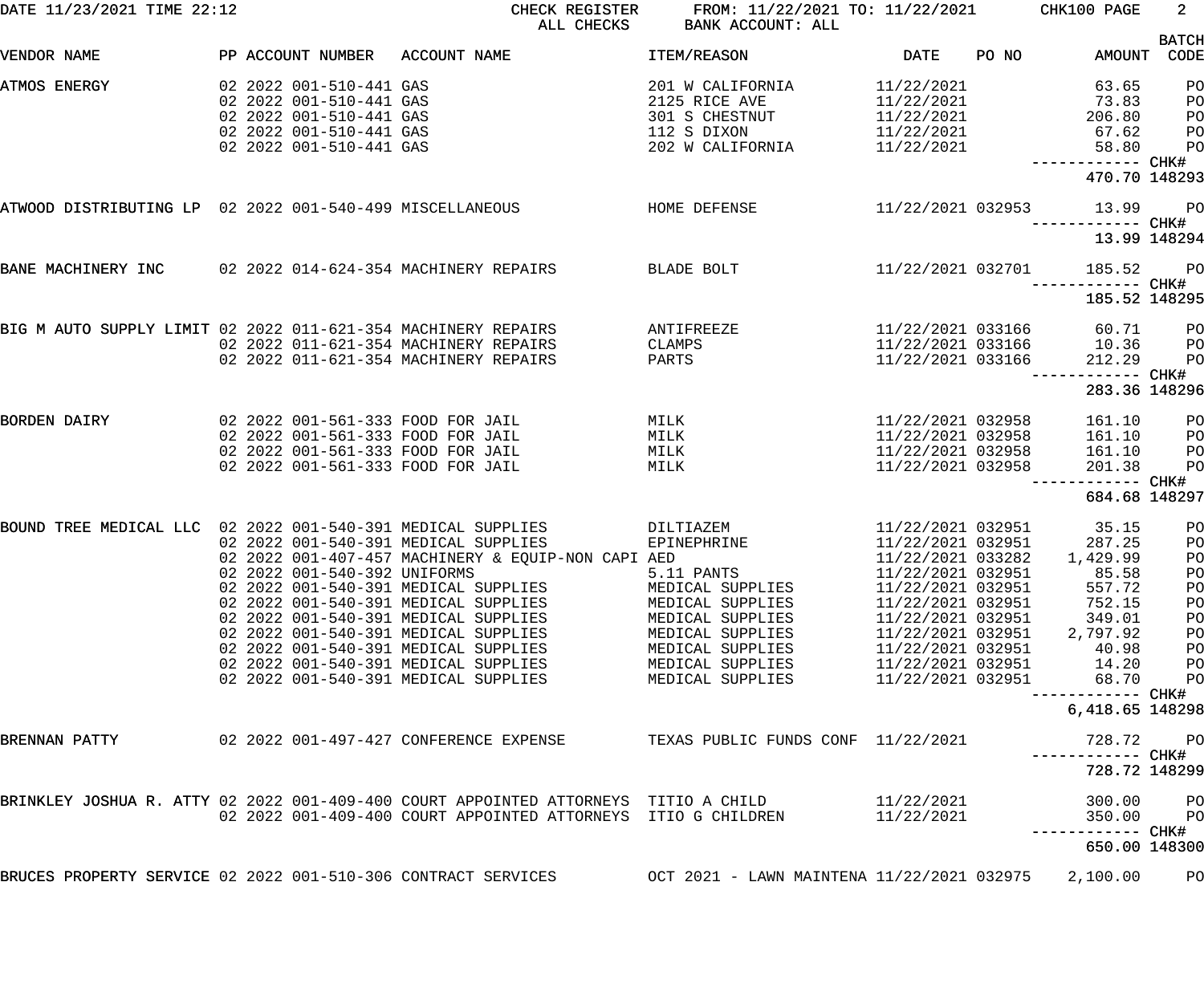DATE 11/23/2021 TIME 22:12 — CHECK REGISTER — ALL CHECKS — FROM: 11/22/2021 TO: 11/22/2021 — BANK ACCOUNT: ALL — CHK100 PAGE 2

| VENDOR NAME | PP ACCOUNT NUMBER | ACCOUNT NAME | ITEM/REASON | DATE | PO NO | AMOUNT | BATCH CODE |
|---|---|---|---|---|---|---|---|
| ATMOS ENERGY | 02 2022 001-510-441 | GAS | 201 W CALIFORNIA | 11/22/2021 | | 63.65 | PO |
| | 02 2022 001-510-441 | GAS | 2125 RICE AVE | 11/22/2021 | | 73.83 | PO |
| | 02 2022 001-510-441 | GAS | 301 S CHESTNUT | 11/22/2021 | | 206.80 | PO |
| | 02 2022 001-510-441 | GAS | 112 S DIXON | 11/22/2021 | | 67.62 | PO |
| | 02 2022 001-510-441 | GAS | 202 W CALIFORNIA | 11/22/2021 | | 58.80 | PO |
| | | | | | | 470.70 | CHK# 148293 |
| ATWOOD DISTRIBUTING LP | 02 2022 001-540-499 | MISCELLANEOUS | HOME DEFENSE | 11/22/2021 | 032953 | 13.99 | PO |
| | | | | | | 13.99 | CHK# 148294 |
| BANE MACHINERY INC | 02 2022 014-624-354 | MACHINERY REPAIRS | BLADE BOLT | 11/22/2021 | 032701 | 185.52 | PO |
| | | | | | | 185.52 | CHK# 148295 |
| BIG M AUTO SUPPLY LIMIT | 02 2022 011-621-354 | MACHINERY REPAIRS | ANTIFREEZE | 11/22/2021 | 033166 | 60.71 | PO |
| | 02 2022 011-621-354 | MACHINERY REPAIRS | CLAMPS | 11/22/2021 | 033166 | 10.36 | PO |
| | 02 2022 011-621-354 | MACHINERY REPAIRS | PARTS | 11/22/2021 | 033166 | 212.29 | PO |
| | | | | | | 283.36 | CHK# 148296 |
| BORDEN DAIRY | 02 2022 001-561-333 | FOOD FOR JAIL | MILK | 11/22/2021 | 032958 | 161.10 | PO |
| | 02 2022 001-561-333 | FOOD FOR JAIL | MILK | 11/22/2021 | 032958 | 161.10 | PO |
| | 02 2022 001-561-333 | FOOD FOR JAIL | MILK | 11/22/2021 | 032958 | 161.10 | PO |
| | 02 2022 001-561-333 | FOOD FOR JAIL | MILK | 11/22/2021 | 032958 | 201.38 | PO |
| | | | | | | 684.68 | CHK# 148297 |
| BOUND TREE MEDICAL LLC | 02 2022 001-540-391 | MEDICAL SUPPLIES | DILTIAZEM | 11/22/2021 | 032951 | 35.15 | PO |
| | 02 2022 001-540-391 | MEDICAL SUPPLIES | EPINEPHRINE | 11/22/2021 | 032951 | 287.25 | PO |
| | 02 2022 001-407-457 | MACHINERY & EQUIP-NON CAPI | AED | 11/22/2021 | 033282 | 1,429.99 | PO |
| | 02 2022 001-540-392 | UNIFORMS | 5.11 PANTS | 11/22/2021 | 032951 | 85.58 | PO |
| | 02 2022 001-540-391 | MEDICAL SUPPLIES | MEDICAL SUPPLIES | 11/22/2021 | 032951 | 557.72 | PO |
| | 02 2022 001-540-391 | MEDICAL SUPPLIES | MEDICAL SUPPLIES | 11/22/2021 | 032951 | 752.15 | PO |
| | 02 2022 001-540-391 | MEDICAL SUPPLIES | MEDICAL SUPPLIES | 11/22/2021 | 032951 | 349.01 | PO |
| | 02 2022 001-540-391 | MEDICAL SUPPLIES | MEDICAL SUPPLIES | 11/22/2021 | 032951 | 2,797.92 | PO |
| | 02 2022 001-540-391 | MEDICAL SUPPLIES | MEDICAL SUPPLIES | 11/22/2021 | 032951 | 40.98 | PO |
| | 02 2022 001-540-391 | MEDICAL SUPPLIES | MEDICAL SUPPLIES | 11/22/2021 | 032951 | 14.20 | PO |
| | 02 2022 001-540-391 | MEDICAL SUPPLIES | MEDICAL SUPPLIES | 11/22/2021 | 032951 | 68.70 | PO |
| | | | | | | 6,418.65 | CHK# 148298 |
| BRENNAN PATTY | 02 2022 001-497-427 | CONFERENCE EXPENSE | TEXAS PUBLIC FUNDS CONF | 11/22/2021 | | 728.72 | PO |
| | | | | | | 728.72 | CHK# 148299 |
| BRINKLEY JOSHUA R. ATTY | 02 2022 001-409-400 | COURT APPOINTED ATTORNEYS | TITIO A CHILD | 11/22/2021 | | 300.00 | PO |
| | 02 2022 001-409-400 | COURT APPOINTED ATTORNEYS | ITIO G CHILDREN | 11/22/2021 | | 350.00 | PO |
| | | | | | | 650.00 | CHK# 148300 |
| BRUCES PROPERTY SERVICE | 02 2022 001-510-306 | CONTRACT SERVICES | OCT 2021 - LAWN MAINTENA | 11/22/2021 | 032975 | 2,100.00 | PO |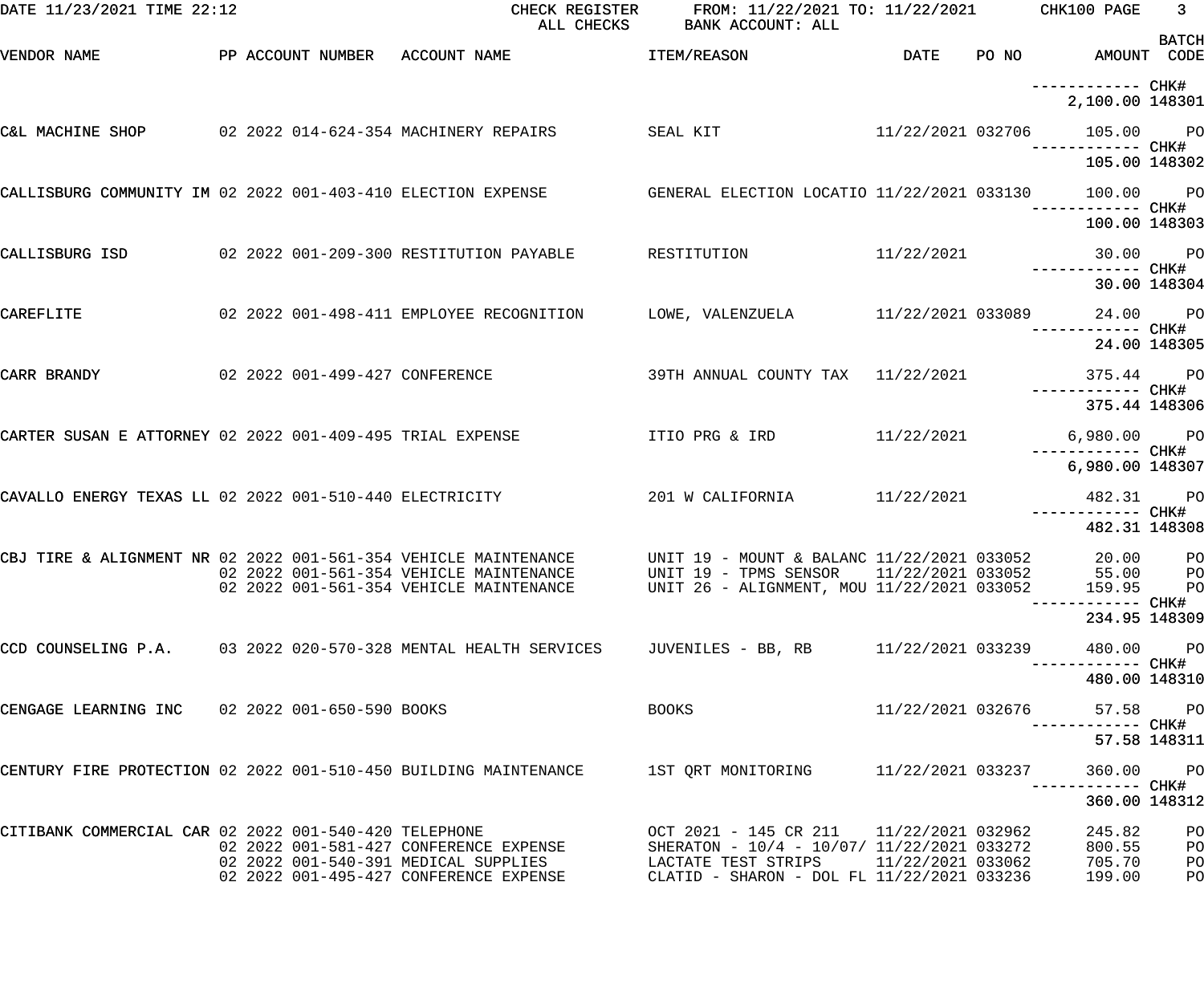DATE 11/23/2021 TIME 22:12 CHECK REGISTER ALL CHECKS FROM: 11/22/2021 TO: 11/22/2021 BANK ACCOUNT: ALL CHK100

| VENDOR NAME | PP | ACCOUNT NUMBER | ACCOUNT NAME | ITEM/REASON | DATE | PO NO | AMOUNT | BATCH CODE |
|---|---|---|---|---|---|---|---|---|
| | | | | | | | ------------ | CHK# |
| | | | | | | | 2,100.00 | 148301 |
| C&L MACHINE SHOP | 02 | 2022 014-624-354 | MACHINERY REPAIRS | SEAL KIT | 11/22/2021 | 032706 | 105.00 | PO |
| | | | | | | | ------------ | CHK# |
| | | | | | | | 105.00 | 148302 |
| CALLISBURG COMMUNITY IM | 02 | 2022 001-403-410 | ELECTION EXPENSE | GENERAL ELECTION LOCATIO | 11/22/2021 | 033130 | 100.00 | PO |
| | | | | | | | ------------ | CHK# |
| | | | | | | | 100.00 | 148303 |
| CALLISBURG ISD | 02 | 2022 001-209-300 | RESTITUTION PAYABLE | RESTITUTION | 11/22/2021 | | 30.00 | PO |
| | | | | | | | ------------ | CHK# |
| | | | | | | | 30.00 | 148304 |
| CAREFLITE | 02 | 2022 001-498-411 | EMPLOYEE RECOGNITION | LOWE, VALENZUELA | 11/22/2021 | 033089 | 24.00 | PO |
| | | | | | | | ------------ | CHK# |
| | | | | | | | 24.00 | 148305 |
| CARR BRANDY | 02 | 2022 001-499-427 | CONFERENCE | 39TH ANNUAL COUNTY TAX | 11/22/2021 | | 375.44 | PO |
| | | | | | | | ------------ | CHK# |
| | | | | | | | 375.44 | 148306 |
| CARTER SUSAN E ATTORNEY | 02 | 2022 001-409-495 | TRIAL EXPENSE | ITIO PRG & IRD | 11/22/2021 | | 6,980.00 | PO |
| | | | | | | | ------------ | CHK# |
| | | | | | | | 6,980.00 | 148307 |
| CAVALLO ENERGY TEXAS LL | 02 | 2022 001-510-440 | ELECTRICITY | 201 W CALIFORNIA | 11/22/2021 | | 482.31 | PO |
| | | | | | | | ------------ | CHK# |
| | | | | | | | 482.31 | 148308 |
| CBJ TIRE & ALIGNMENT NR | 02 | 2022 001-561-354 | VEHICLE MAINTENANCE | UNIT 19 - MOUNT & BALANC | 11/22/2021 | 033052 | 20.00 | PO |
| | 02 | 2022 001-561-354 | VEHICLE MAINTENANCE | UNIT 19 - TPMS SENSOR | 11/22/2021 | 033052 | 55.00 | PO |
| | 02 | 2022 001-561-354 | VEHICLE MAINTENANCE | UNIT 26 - ALIGNMENT, MOU | 11/22/2021 | 033052 | 159.95 | PO |
| | | | | | | | ------------ | CHK# |
| | | | | | | | 234.95 | 148309 |
| CCD COUNSELING P.A. | 03 | 2022 020-570-328 | MENTAL HEALTH SERVICES | JUVENILES - BB, RB | 11/22/2021 | 033239 | 480.00 | PO |
| | | | | | | | ------------ | CHK# |
| | | | | | | | 480.00 | 148310 |
| CENGAGE LEARNING INC | 02 | 2022 001-650-590 | BOOKS | BOOKS | 11/22/2021 | 032676 | 57.58 | PO |
| | | | | | | | ------------ | CHK# |
| | | | | | | | 57.58 | 148311 |
| CENTURY FIRE PROTECTION | 02 | 2022 001-510-450 | BUILDING MAINTENANCE | 1ST QRT MONITORING | 11/22/2021 | 033237 | 360.00 | PO |
| | | | | | | | ------------ | CHK# |
| | | | | | | | 360.00 | 148312 |
| CITIBANK COMMERCIAL CAR | 02 | 2022 001-540-420 | TELEPHONE | OCT 2021 - 145 CR 211 | 11/22/2021 | 032962 | 245.82 | PO |
| | 02 | 2022 001-581-427 | CONFERENCE EXPENSE | SHERATON - 10/4 - 10/07/ | 11/22/2021 | 033272 | 800.55 | PO |
| | 02 | 2022 001-540-391 | MEDICAL SUPPLIES | LACTATE TEST STRIPS | 11/22/2021 | 033062 | 705.70 | PO |
| | 02 | 2022 001-495-427 | CONFERENCE EXPENSE | CLATID - SHARON - DOL FL | 11/22/2021 | 033236 | 199.00 | PO |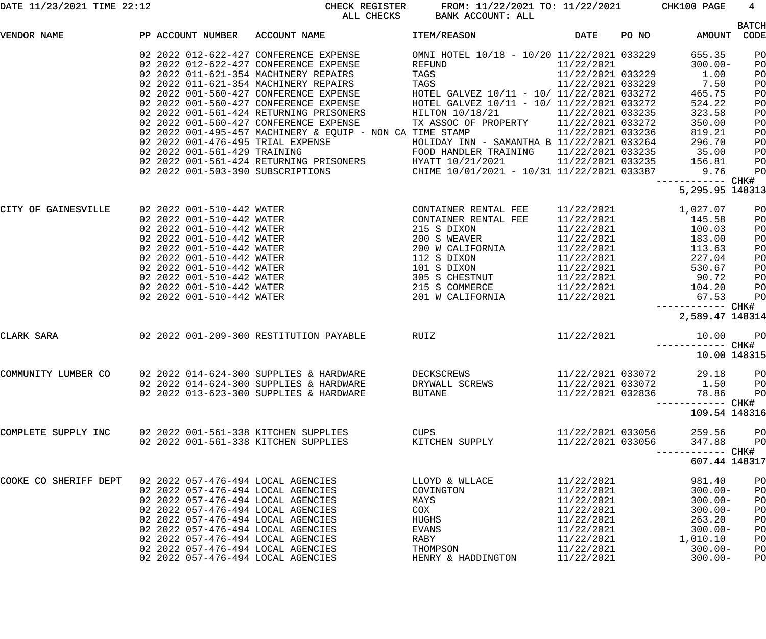DATE 11/23/2021 TIME 22:12 — CHECK REGISTER — ALL CHECKS — FROM: 11/22/2021 TO: 11/22/2021 — BANK ACCOUNT: ALL — CHK100

| VENDOR NAME | PP | ACCOUNT NUMBER | ACCOUNT NAME | ITEM/REASON | DATE | PO NO | AMOUNT | BATCH CODE |
|---|---|---|---|---|---|---|---|---|
| | 02 | 2022 012-622-427 | CONFERENCE EXPENSE | OMNI HOTEL 10/18 - 10/20 | 11/22/2021 | 033229 | 655.35 | PO |
| | 02 | 2022 012-622-427 | CONFERENCE EXPENSE | REFUND | 11/22/2021 | | 300.00- | PO |
| | 02 | 2022 011-621-354 | MACHINERY REPAIRS | TAGS | 11/22/2021 | 033229 | 1.00 | PO |
| | 02 | 2022 011-621-354 | MACHINERY REPAIRS | TAGS | 11/22/2021 | 033229 | 7.50 | PO |
| | 02 | 2022 001-560-427 | CONFERENCE EXPENSE | HOTEL GALVEZ 10/11 - 10/ | 11/22/2021 | 033272 | 465.75 | PO |
| | 02 | 2022 001-560-427 | CONFERENCE EXPENSE | HOTEL GALVEZ 10/11 - 10/ | 11/22/2021 | 033272 | 524.22 | PO |
| | 02 | 2022 001-561-424 | RETURNING PRISONERS | HILTON 10/18/21 | 11/22/2021 | 033235 | 323.58 | PO |
| | 02 | 2022 001-560-427 | CONFERENCE EXPENSE | TX ASSOC OF PROPERTY | 11/22/2021 | 033272 | 350.00 | PO |
| | 02 | 2022 001-495-457 | MACHINERY & EQUIP - NON CA | TIME STAMP | 11/22/2021 | 033236 | 819.21 | PO |
| | 02 | 2022 001-476-495 | TRIAL EXPENSE | HOLIDAY INN - SAMANTHA B | 11/22/2021 | 033264 | 296.70 | PO |
| | 02 | 2022 001-561-429 | TRAINING | FOOD HANDLER TRAINING | 11/22/2021 | 033235 | 35.00 | PO |
| | 02 | 2022 001-561-424 | RETURNING PRISONERS | HYATT 10/21/2021 | 11/22/2021 | 033235 | 156.81 | PO |
| | 02 | 2022 001-503-390 | SUBSCRIPTIONS | CHIME 10/01/2021 - 10/31 | 11/22/2021 | 033387 | 9.76 | PO |
| | | | | | | | 5,295.95 | CHK# 148313 |
| CITY OF GAINESVILLE | 02 | 2022 001-510-442 | WATER | CONTAINER RENTAL FEE | 11/22/2021 | | 1,027.07 | PO |
| | 02 | 2022 001-510-442 | WATER | CONTAINER RENTAL FEE | 11/22/2021 | | 145.58 | PO |
| | 02 | 2022 001-510-442 | WATER | 215 S DIXON | 11/22/2021 | | 100.03 | PO |
| | 02 | 2022 001-510-442 | WATER | 200 S WEAVER | 11/22/2021 | | 183.00 | PO |
| | 02 | 2022 001-510-442 | WATER | 200 W CALIFORNIA | 11/22/2021 | | 113.63 | PO |
| | 02 | 2022 001-510-442 | WATER | 112 S DIXON | 11/22/2021 | | 227.04 | PO |
| | 02 | 2022 001-510-442 | WATER | 101 S DIXON | 11/22/2021 | | 530.67 | PO |
| | 02 | 2022 001-510-442 | WATER | 305 S CHESTNUT | 11/22/2021 | | 90.72 | PO |
| | 02 | 2022 001-510-442 | WATER | 215 S COMMERCE | 11/22/2021 | | 104.20 | PO |
| | 02 | 2022 001-510-442 | WATER | 201 W CALIFORNIA | 11/22/2021 | | 67.53 | PO |
| | | | | | | | 2,589.47 | CHK# 148314 |
| CLARK SARA | 02 | 2022 001-209-300 | RESTITUTION PAYABLE | RUIZ | 11/22/2021 | | 10.00 | PO |
| | | | | | | | 10.00 | CHK# 148315 |
| COMMUNITY LUMBER CO | 02 | 2022 014-624-300 | SUPPLIES & HARDWARE | DECKSCREWS | 11/22/2021 | 033072 | 29.18 | PO |
| | 02 | 2022 014-624-300 | SUPPLIES & HARDWARE | DRYWALL SCREWS | 11/22/2021 | 033072 | 1.50 | PO |
| | 02 | 2022 013-623-300 | SUPPLIES & HARDWARE | BUTANE | 11/22/2021 | 032836 | 78.86 | PO |
| | | | | | | | 109.54 | CHK# 148316 |
| COMPLETE SUPPLY INC | 02 | 2022 001-561-338 | KITCHEN SUPPLIES | CUPS | 11/22/2021 | 033056 | 259.56 | PO |
| | 02 | 2022 001-561-338 | KITCHEN SUPPLIES | KITCHEN SUPPLY | 11/22/2021 | 033056 | 347.88 | PO |
| | | | | | | | 607.44 | CHK# 148317 |
| COOKE CO SHERIFF DEPT | 02 | 2022 057-476-494 | LOCAL AGENCIES | LLOYD & WLLACE | 11/22/2021 | | 981.40 | PO |
| | 02 | 2022 057-476-494 | LOCAL AGENCIES | COVINGTON | 11/22/2021 | | 300.00- | PO |
| | 02 | 2022 057-476-494 | LOCAL AGENCIES | MAYS | 11/22/2021 | | 300.00- | PO |
| | 02 | 2022 057-476-494 | LOCAL AGENCIES | COX | 11/22/2021 | | 300.00- | PO |
| | 02 | 2022 057-476-494 | LOCAL AGENCIES | HUGHS | 11/22/2021 | | 263.20 | PO |
| | 02 | 2022 057-476-494 | LOCAL AGENCIES | EVANS | 11/22/2021 | | 300.00- | PO |
| | 02 | 2022 057-476-494 | LOCAL AGENCIES | RABY | 11/22/2021 | | 1,010.10 | PO |
| | 02 | 2022 057-476-494 | LOCAL AGENCIES | THOMPSON | 11/22/2021 | | 300.00- | PO |
| | 02 | 2022 057-476-494 | LOCAL AGENCIES | HENRY & HADDINGTON | 11/22/2021 | | 300.00- | PO |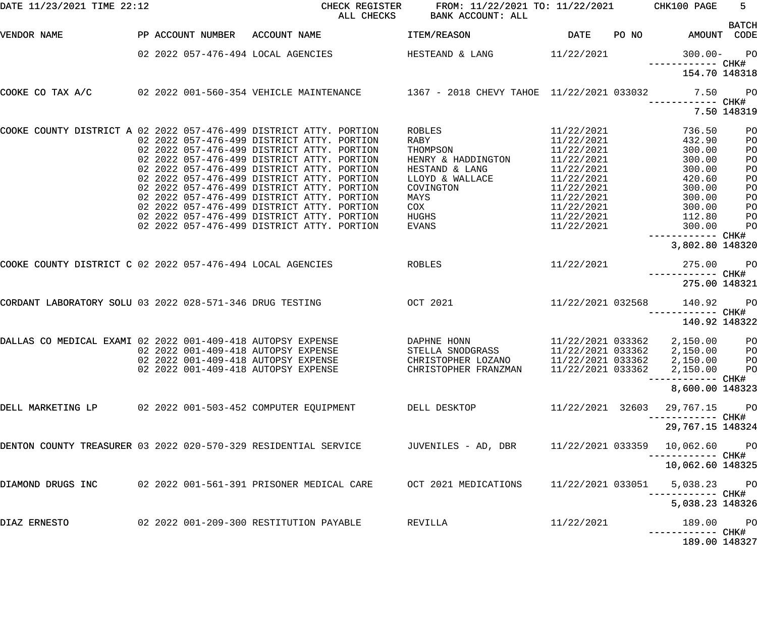| VENDOR NAME | PP | ACCOUNT NUMBER | ACCOUNT NAME | ITEM/REASON | DATE | PO NO | AMOUNT | BATCH CODE |
|---|---|---|---|---|---|---|---|---|
| | 02 2022 | 057-476-494 | LOCAL AGENCIES | HESTEAND & LANG | 11/22/2021 | | 300.00- | PO |
| | | | | | | | ------------ CHK# | |
| | | | | | | | 154.70 | 148318 |
| COOKE CO TAX A/C | 02 2022 | 001-560-354 | VEHICLE MAINTENANCE | 1367 - 2018 CHEVY TAHOE | 11/22/2021 | 033032 | 7.50 | PO |
| | | | | | | | ------------ CHK# | |
| | | | | | | | 7.50 | 148319 |
| COOKE COUNTY DISTRICT A | 02 2022 | 057-476-499 | DISTRICT ATTY. PORTION | ROBLES | 11/22/2021 | | 736.50 | PO |
| | 02 2022 | 057-476-499 | DISTRICT ATTY. PORTION | RABY | 11/22/2021 | | 432.90 | PO |
| | 02 2022 | 057-476-499 | DISTRICT ATTY. PORTION | THOMPSON | 11/22/2021 | | 300.00 | PO |
| | 02 2022 | 057-476-499 | DISTRICT ATTY. PORTION | HENRY & HADDINGTON | 11/22/2021 | | 300.00 | PO |
| | 02 2022 | 057-476-499 | DISTRICT ATTY. PORTION | HESTAND & LANG | 11/22/2021 | | 300.00 | PO |
| | 02 2022 | 057-476-499 | DISTRICT ATTY. PORTION | LLOYD & WALLACE | 11/22/2021 | | 420.60 | PO |
| | 02 2022 | 057-476-499 | DISTRICT ATTY. PORTION | COVINGTON | 11/22/2021 | | 300.00 | PO |
| | 02 2022 | 057-476-499 | DISTRICT ATTY. PORTION | MAYS | 11/22/2021 | | 300.00 | PO |
| | 02 2022 | 057-476-499 | DISTRICT ATTY. PORTION | COX | 11/22/2021 | | 300.00 | PO |
| | 02 2022 | 057-476-499 | DISTRICT ATTY. PORTION | HUGHS | 11/22/2021 | | 112.80 | PO |
| | 02 2022 | 057-476-499 | DISTRICT ATTY. PORTION | EVANS | 11/22/2021 | | 300.00 | PO |
| | | | | | | | ------------ CHK# | |
| | | | | | | | 3,802.80 | 148320 |
| COOKE COUNTY DISTRICT C | 02 2022 | 057-476-494 | LOCAL AGENCIES | ROBLES | 11/22/2021 | | 275.00 | PO |
| | | | | | | | ------------ CHK# | |
| | | | | | | | 275.00 | 148321 |
| CORDANT LABORATORY SOLU | 03 2022 | 028-571-346 | DRUG TESTING | OCT 2021 | 11/22/2021 | 032568 | 140.92 | PO |
| | | | | | | | ------------ CHK# | |
| | | | | | | | 140.92 | 148322 |
| DALLAS CO MEDICAL EXAMI | 02 2022 | 001-409-418 | AUTOPSY EXPENSE | DAPHNE HONN | 11/22/2021 | 033362 | 2,150.00 | PO |
| | 02 2022 | 001-409-418 | AUTOPSY EXPENSE | STELLA SNODGRASS | 11/22/2021 | 033362 | 2,150.00 | PO |
| | 02 2022 | 001-409-418 | AUTOPSY EXPENSE | CHRISTOPHER LOZANO | 11/22/2021 | 033362 | 2,150.00 | PO |
| | 02 2022 | 001-409-418 | AUTOPSY EXPENSE | CHRISTOPHER FRANZMAN | 11/22/2021 | 033362 | 2,150.00 | PO |
| | | | | | | | ------------ CHK# | |
| | | | | | | | 8,600.00 | 148323 |
| DELL MARKETING LP | 02 2022 | 001-503-452 | COMPUTER EQUIPMENT | DELL DESKTOP | 11/22/2021 | 32603 | 29,767.15 | PO |
| | | | | | | | ------------ CHK# | |
| | | | | | | | 29,767.15 | 148324 |
| DENTON COUNTY TREASURER | 03 2022 | 020-570-329 | RESIDENTIAL SERVICE | JUVENILES - AD, DBR | 11/22/2021 | 033359 | 10,062.60 | PO |
| | | | | | | | ------------ CHK# | |
| | | | | | | | 10,062.60 | 148325 |
| DIAMOND DRUGS INC | 02 2022 | 001-561-391 | PRISONER MEDICAL CARE | OCT 2021 MEDICATIONS | 11/22/2021 | 033051 | 5,038.23 | PO |
| | | | | | | | ------------ CHK# | |
| | | | | | | | 5,038.23 | 148326 |
| DIAZ ERNESTO | 02 2022 | 001-209-300 | RESTITUTION PAYABLE | REVILLA | 11/22/2021 | | 189.00 | PO |
| | | | | | | | ------------ CHK# | |
| | | | | | | | 189.00 | 148327 |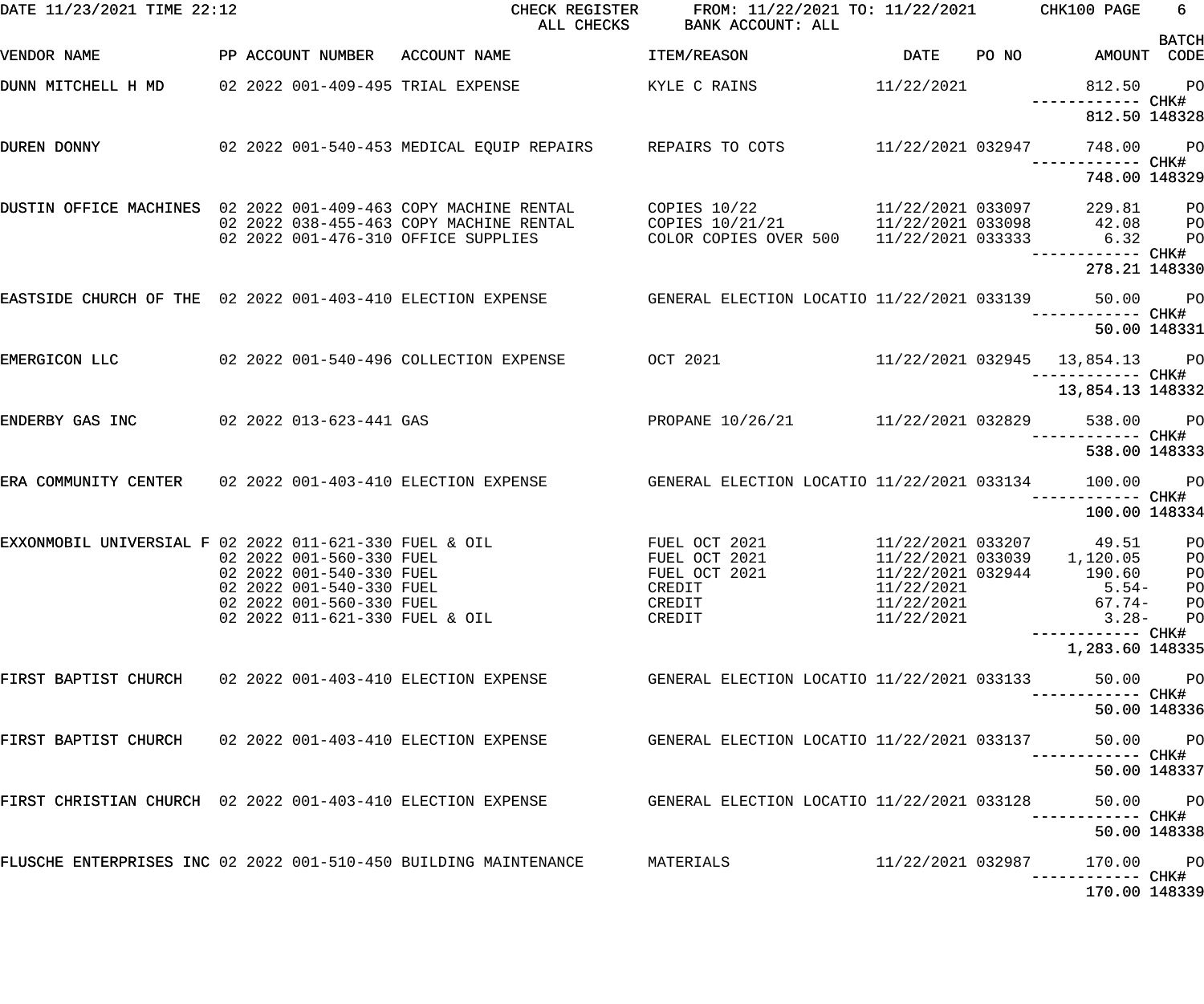DATE 11/23/2021 TIME 22:12 CHECK REGISTER FROM: 11/22/2021 TO: 11/22/2021 CHK100 PAGE 6
ALL CHECKS BANK ACCOUNT: ALL

| VENDOR NAME | PP | ACCOUNT NUMBER | ACCOUNT NAME | ITEM/REASON | DATE | PO NO | AMOUNT | BATCH CODE |
|---|---|---|---|---|---|---|---|---|
| DUNN MITCHELL H MD | 02 2022 | 001-409-495 | TRIAL EXPENSE | KYLE C RAINS | 11/22/2021 | | 812.50 | PO |
| | | | | | | | ------------ | CHK# |
| | | | | | | | 812.50 | 148328 |
| DUREN DONNY | 02 2022 | 001-540-453 | MEDICAL EQUIP REPAIRS | REPAIRS TO COTS | 11/22/2021 | 032947 | 748.00 | PO |
| | | | | | | | ------------ | CHK# |
| | | | | | | | 748.00 | 148329 |
| DUSTIN OFFICE MACHINES | 02 2022 | 001-409-463 | COPY MACHINE RENTAL | COPIES 10/22 | 11/22/2021 | 033097 | 229.81 | PO |
| | 02 2022 | 038-455-463 | COPY MACHINE RENTAL | COPIES 10/21/21 | 11/22/2021 | 033098 | 42.08 | PO |
| | 02 2022 | 001-476-310 | OFFICE SUPPLIES | COLOR COPIES OVER 500 | 11/22/2021 | 033333 | 6.32 | PO |
| | | | | | | | ------------ | CHK# |
| | | | | | | | 278.21 | 148330 |
| EASTSIDE CHURCH OF THE | 02 2022 | 001-403-410 | ELECTION EXPENSE | GENERAL ELECTION LOCATIO | 11/22/2021 | 033139 | 50.00 | PO |
| | | | | | | | ------------ | CHK# |
| | | | | | | | 50.00 | 148331 |
| EMERGICON LLC | 02 2022 | 001-540-496 | COLLECTION EXPENSE | OCT 2021 | 11/22/2021 | 032945 | 13,854.13 | PO |
| | | | | | | | ------------ | CHK# |
| | | | | | | | 13,854.13 | 148332 |
| ENDERBY GAS INC | 02 2022 | 013-623-441 | GAS | PROPANE 10/26/21 | 11/22/2021 | 032829 | 538.00 | PO |
| | | | | | | | ------------ | CHK# |
| | | | | | | | 538.00 | 148333 |
| ERA COMMUNITY CENTER | 02 2022 | 001-403-410 | ELECTION EXPENSE | GENERAL ELECTION LOCATIO | 11/22/2021 | 033134 | 100.00 | PO |
| | | | | | | | ------------ | CHK# |
| | | | | | | | 100.00 | 148334 |
| EXXONMOBIL UNIVERSIAL F | 02 2022 | 011-621-330 | FUEL & OIL | FUEL OCT 2021 | 11/22/2021 | 033207 | 49.51 | PO |
| | 02 2022 | 001-560-330 | FUEL | FUEL OCT 2021 | 11/22/2021 | 033039 | 1,120.05 | PO |
| | 02 2022 | 001-540-330 | FUEL | FUEL OCT 2021 | 11/22/2021 | 032944 | 190.60 | PO |
| | 02 2022 | 001-540-330 | FUEL | CREDIT | 11/22/2021 | | 5.54- | PO |
| | 02 2022 | 001-560-330 | FUEL | CREDIT | 11/22/2021 | | 67.74- | PO |
| | 02 2022 | 011-621-330 | FUEL & OIL | CREDIT | 11/22/2021 | | 3.28- | PO |
| | | | | | | | ------------ | CHK# |
| | | | | | | | 1,283.60 | 148335 |
| FIRST BAPTIST CHURCH | 02 2022 | 001-403-410 | ELECTION EXPENSE | GENERAL ELECTION LOCATIO | 11/22/2021 | 033133 | 50.00 | PO |
| | | | | | | | ------------ | CHK# |
| | | | | | | | 50.00 | 148336 |
| FIRST BAPTIST CHURCH | 02 2022 | 001-403-410 | ELECTION EXPENSE | GENERAL ELECTION LOCATIO | 11/22/2021 | 033137 | 50.00 | PO |
| | | | | | | | ------------ | CHK# |
| | | | | | | | 50.00 | 148337 |
| FIRST CHRISTIAN CHURCH | 02 2022 | 001-403-410 | ELECTION EXPENSE | GENERAL ELECTION LOCATIO | 11/22/2021 | 033128 | 50.00 | PO |
| | | | | | | | ------------ | CHK# |
| | | | | | | | 50.00 | 148338 |
| FLUSCHE ENTERPRISES INC | 02 2022 | 001-510-450 | BUILDING MAINTENANCE | MATERIALS | 11/22/2021 | 032987 | 170.00 | PO |
| | | | | | | | ------------ | CHK# |
| | | | | | | | 170.00 | 148339 |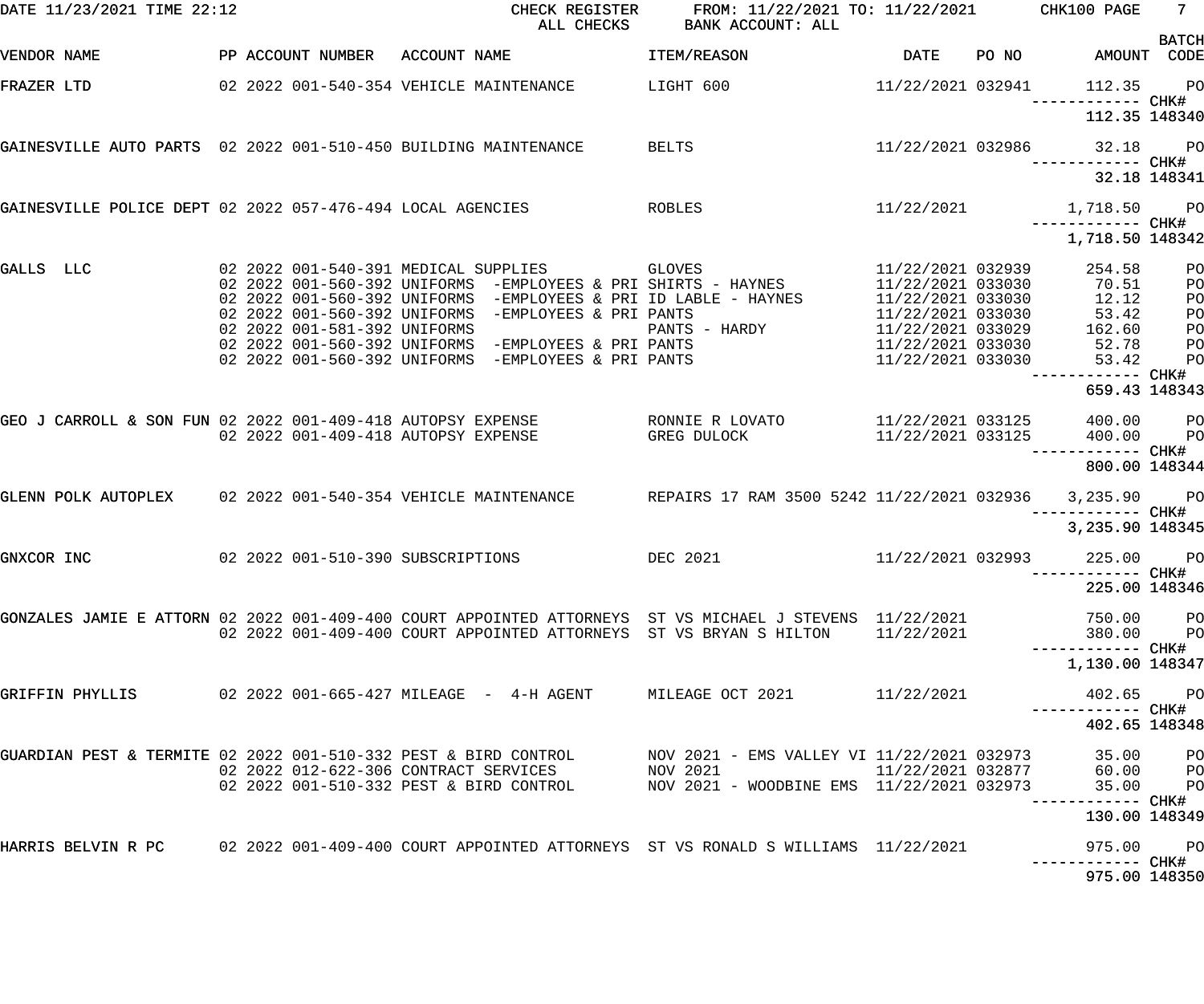DATE 11/23/2021 TIME 22:12 — CHECK REGISTER — ALL CHECKS — FROM: 11/22/2021 TO: 11/22/2021 — BANK ACCOUNT: ALL — CHK100

| VENDOR NAME | PP | ACCOUNT NUMBER | ACCOUNT NAME | ITEM/REASON | DATE | PO NO | AMOUNT | BATCH CODE |
|---|---|---|---|---|---|---|---|---|
| FRAZER LTD | 02 | 2022 001-540-354 | VEHICLE MAINTENANCE | LIGHT 600 | 11/22/2021 | 032941 | 112.35 | PO |
| | | | | | | | 112.35 | CHK# 148340 |
| GAINESVILLE AUTO PARTS | 02 | 2022 001-510-450 | BUILDING MAINTENANCE | BELTS | 11/22/2021 | 032986 | 32.18 | PO |
| | | | | | | | 32.18 | CHK# 148341 |
| GAINESVILLE POLICE DEPT | 02 | 2022 057-476-494 | LOCAL AGENCIES | ROBLES | 11/22/2021 | | 1,718.50 | PO |
| | | | | | | | 1,718.50 | CHK# 148342 |
| GALLS LLC | 02 | 2022 001-540-391 | MEDICAL SUPPLIES | GLOVES | 11/22/2021 | 032939 | 254.58 | PO |
| | 02 | 2022 001-560-392 | UNIFORMS -EMPLOYEES & PRI | SHIRTS - HAYNES | 11/22/2021 | 033030 | 70.51 | PO |
| | 02 | 2022 001-560-392 | UNIFORMS -EMPLOYEES & PRI | ID LABLE - HAYNES | 11/22/2021 | 033030 | 12.12 | PO |
| | 02 | 2022 001-560-392 | UNIFORMS -EMPLOYEES & PRI | PANTS | 11/22/2021 | 033030 | 53.42 | PO |
| | 02 | 2022 001-581-392 | UNIFORMS | PANTS - HARDY | 11/22/2021 | 033029 | 162.60 | PO |
| | 02 | 2022 001-560-392 | UNIFORMS -EMPLOYEES & PRI | PANTS | 11/22/2021 | 033030 | 52.78 | PO |
| | 02 | 2022 001-560-392 | UNIFORMS -EMPLOYEES & PRI | PANTS | 11/22/2021 | 033030 | 53.42 | PO |
| | | | | | | | 659.43 | CHK# 148343 |
| GEO J CARROLL & SON FUN | 02 | 2022 001-409-418 | AUTOPSY EXPENSE | RONNIE R LOVATO | 11/22/2021 | 033125 | 400.00 | PO |
| | 02 | 2022 001-409-418 | AUTOPSY EXPENSE | GREG DULOCK | 11/22/2021 | 033125 | 400.00 | PO |
| | | | | | | | 800.00 | CHK# 148344 |
| GLENN POLK AUTOPLEX | 02 | 2022 001-540-354 | VEHICLE MAINTENANCE | REPAIRS 17 RAM 3500 5242 | 11/22/2021 | 032936 | 3,235.90 | PO |
| | | | | | | | 3,235.90 | CHK# 148345 |
| GNXCOR INC | 02 | 2022 001-510-390 | SUBSCRIPTIONS | DEC 2021 | 11/22/2021 | 032993 | 225.00 | PO |
| | | | | | | | 225.00 | CHK# 148346 |
| GONZALES JAMIE E ATTORN | 02 | 2022 001-409-400 | COURT APPOINTED ATTORNEYS | ST VS MICHAEL J STEVENS | 11/22/2021 | | 750.00 | PO |
| | 02 | 2022 001-409-400 | COURT APPOINTED ATTORNEYS | ST VS BRYAN S HILTON | 11/22/2021 | | 380.00 | PO |
| | | | | | | | 1,130.00 | CHK# 148347 |
| GRIFFIN PHYLLIS | 02 | 2022 001-665-427 | MILEAGE - 4-H AGENT | MILEAGE OCT 2021 | 11/22/2021 | | 402.65 | PO |
| | | | | | | | 402.65 | CHK# 148348 |
| GUARDIAN PEST & TERMITE | 02 | 2022 001-510-332 | PEST & BIRD CONTROL | NOV 2021 - EMS VALLEY VI | 11/22/2021 | 032973 | 35.00 | PO |
| | 02 | 2022 012-622-306 | CONTRACT SERVICES | NOV 2021 | 11/22/2021 | 032877 | 60.00 | PO |
| | 02 | 2022 001-510-332 | PEST & BIRD CONTROL | NOV 2021 - WOODBINE EMS | 11/22/2021 | 032973 | 35.00 | PO |
| | | | | | | | 130.00 | CHK# 148349 |
| HARRIS BELVIN R PC | 02 | 2022 001-409-400 | COURT APPOINTED ATTORNEYS | ST VS RONALD S WILLIAMS | 11/22/2021 | | 975.00 | PO |
| | | | | | | | 975.00 | CHK# 148350 |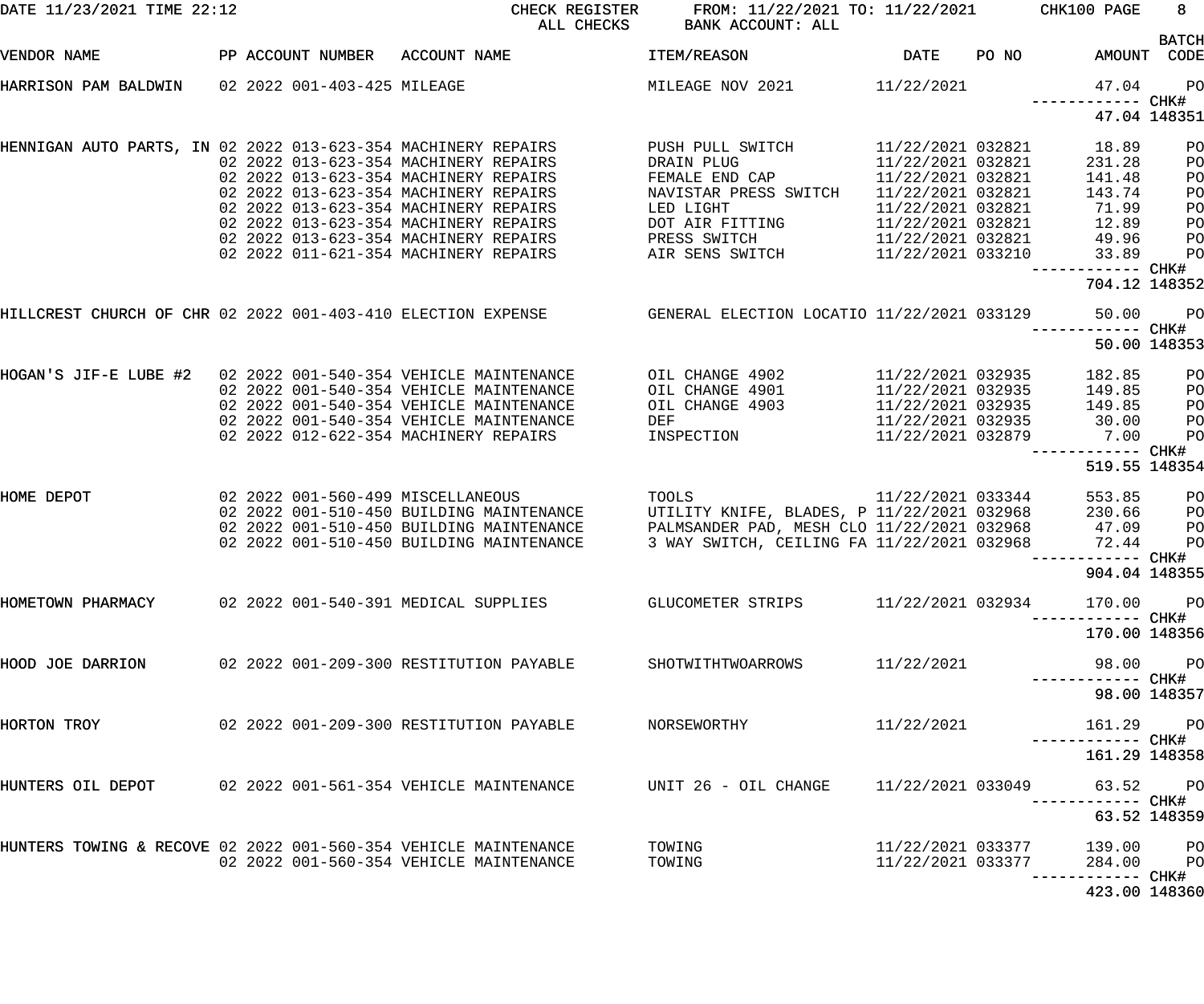DATE 11/23/2021 TIME 22:12 CHECK REGISTER FROM: 11/22/2021 TO: 11/22/2021 CHK100 PAGE 8

ALL CHECKS BANK ACCOUNT: ALL

| VENDOR NAME | PP | ACCOUNT NUMBER | ACCOUNT NAME | ITEM/REASON | DATE | PO NO | AMOUNT | BATCH CODE |
|---|---|---|---|---|---|---|---|---|
| HARRISON PAM BALDWIN | 02 2022 | 001-403-425 | MILEAGE | MILEAGE NOV 2021 | 11/22/2021 | | 47.04 | PO |
| | | | | | | | ------------ | CHK# |
| | | | | | | | 47.04 | 148351 |
| HENNIGAN AUTO PARTS, IN | 02 2022 | 013-623-354 | MACHINERY REPAIRS | PUSH PULL SWITCH | 11/22/2021 | 032821 | 18.89 | PO |
| | 02 2022 | 013-623-354 | MACHINERY REPAIRS | DRAIN PLUG | 11/22/2021 | 032821 | 231.28 | PO |
| | 02 2022 | 013-623-354 | MACHINERY REPAIRS | FEMALE END CAP | 11/22/2021 | 032821 | 141.48 | PO |
| | 02 2022 | 013-623-354 | MACHINERY REPAIRS | NAVISTAR PRESS SWITCH | 11/22/2021 | 032821 | 143.74 | PO |
| | 02 2022 | 013-623-354 | MACHINERY REPAIRS | LED LIGHT | 11/22/2021 | 032821 | 71.99 | PO |
| | 02 2022 | 013-623-354 | MACHINERY REPAIRS | DOT AIR FITTING | 11/22/2021 | 032821 | 12.89 | PO |
| | 02 2022 | 013-623-354 | MACHINERY REPAIRS | PRESS SWITCH | 11/22/2021 | 032821 | 49.96 | PO |
| | 02 2022 | 011-621-354 | MACHINERY REPAIRS | AIR SENS SWITCH | 11/22/2021 | 033210 | 33.89 | PO |
| | | | | | | | ------------ | CHK# |
| | | | | | | | 704.12 | 148352 |
| HILLCREST CHURCH OF CHR | 02 2022 | 001-403-410 | ELECTION EXPENSE | GENERAL ELECTION LOCATIO | 11/22/2021 | 033129 | 50.00 | PO |
| | | | | | | | ------------ | CHK# |
| | | | | | | | 50.00 | 148353 |
| HOGAN'S JIF-E LUBE #2 | 02 2022 | 001-540-354 | VEHICLE MAINTENANCE | OIL CHANGE 4902 | 11/22/2021 | 032935 | 182.85 | PO |
| | 02 2022 | 001-540-354 | VEHICLE MAINTENANCE | OIL CHANGE 4901 | 11/22/2021 | 032935 | 149.85 | PO |
| | 02 2022 | 001-540-354 | VEHICLE MAINTENANCE | OIL CHANGE 4903 | 11/22/2021 | 032935 | 149.85 | PO |
| | 02 2022 | 001-540-354 | VEHICLE MAINTENANCE | DEF | 11/22/2021 | 032935 | 30.00 | PO |
| | 02 2022 | 012-622-354 | MACHINERY REPAIRS | INSPECTION | 11/22/2021 | 032879 | 7.00 | PO |
| | | | | | | | ------------ | CHK# |
| | | | | | | | 519.55 | 148354 |
| HOME DEPOT | 02 2022 | 001-560-499 | MISCELLANEOUS | TOOLS | 11/22/2021 | 033344 | 553.85 | PO |
| | 02 2022 | 001-510-450 | BUILDING MAINTENANCE | UTILITY KNIFE, BLADES, P | 11/22/2021 | 032968 | 230.66 | PO |
| | 02 2022 | 001-510-450 | BUILDING MAINTENANCE | PALMSANDER PAD, MESH CLO | 11/22/2021 | 032968 | 47.09 | PO |
| | 02 2022 | 001-510-450 | BUILDING MAINTENANCE | 3 WAY SWITCH, CEILING FA | 11/22/2021 | 032968 | 72.44 | PO |
| | | | | | | | ------------ | CHK# |
| | | | | | | | 904.04 | 148355 |
| HOMETOWN PHARMACY | 02 2022 | 001-540-391 | MEDICAL SUPPLIES | GLUCOMETER STRIPS | 11/22/2021 | 032934 | 170.00 | PO |
| | | | | | | | ------------ | CHK# |
| | | | | | | | 170.00 | 148356 |
| HOOD JOE DARRION | 02 2022 | 001-209-300 | RESTITUTION PAYABLE | SHOTWITHTWOARROWS | 11/22/2021 | | 98.00 | PO |
| | | | | | | | ------------ | CHK# |
| | | | | | | | 98.00 | 148357 |
| HORTON TROY | 02 2022 | 001-209-300 | RESTITUTION PAYABLE | NORSEWORTHY | 11/22/2021 | | 161.29 | PO |
| | | | | | | | ------------ | CHK# |
| | | | | | | | 161.29 | 148358 |
| HUNTERS OIL DEPOT | 02 2022 | 001-561-354 | VEHICLE MAINTENANCE | UNIT 26 - OIL CHANGE | 11/22/2021 | 033049 | 63.52 | PO |
| | | | | | | | ------------ | CHK# |
| | | | | | | | 63.52 | 148359 |
| HUNTERS TOWING & RECOVE | 02 2022 | 001-560-354 | VEHICLE MAINTENANCE | TOWING | 11/22/2021 | 033377 | 139.00 | PO |
| | 02 2022 | 001-560-354 | VEHICLE MAINTENANCE | TOWING | 11/22/2021 | 033377 | 284.00 | PO |
| | | | | | | | ------------ | CHK# |
| | | | | | | | 423.00 | 148360 |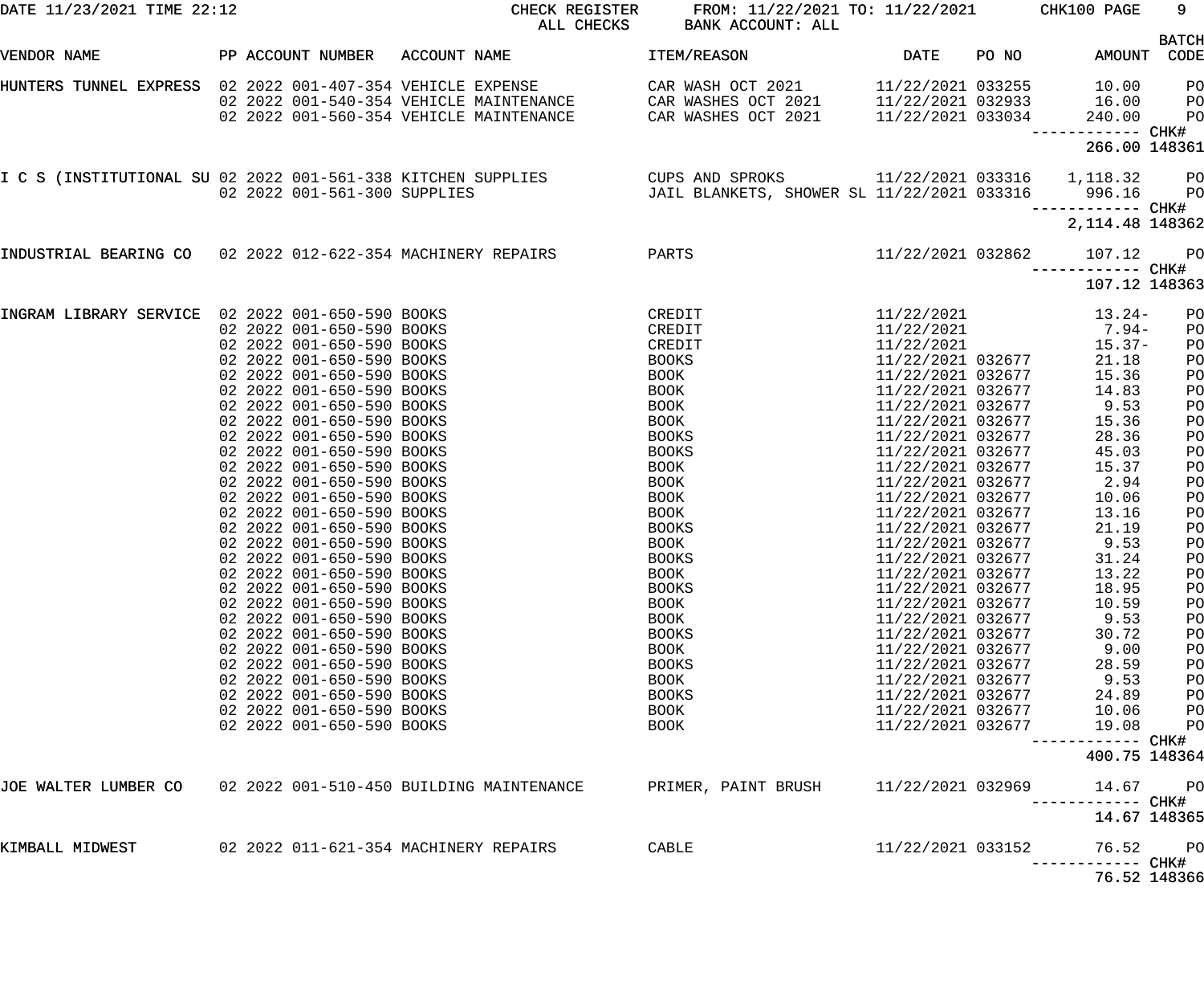DATE 11/23/2021 TIME 22:12 CHECK REGISTER FROM: 11/22/2021 TO: 11/22/2021 CHK100 PAGE 9

ALL CHECKS BANK ACCOUNT: ALL

| VENDOR NAME | PP | ACCOUNT NUMBER | ACCOUNT NAME | ITEM/REASON | DATE | PO NO | AMOUNT | BATCH CODE |
|---|---|---|---|---|---|---|---|---|
| HUNTERS TUNNEL EXPRESS | 02 2022 | 001-407-354 | VEHICLE EXPENSE | CAR WASH OCT 2021 | 11/22/2021 | 033255 | 10.00 | PO |
| | 02 2022 | 001-540-354 | VEHICLE MAINTENANCE | CAR WASHES OCT 2021 | 11/22/2021 | 032933 | 16.00 | PO |
| | 02 2022 | 001-560-354 | VEHICLE MAINTENANCE | CAR WASHES OCT 2021 | 11/22/2021 | 033034 | 240.00 | PO |
| | | | | | | | 266.00 | CHK# 148361 |
| I C S (INSTITUTIONAL SU | 02 2022 | 001-561-338 | KITCHEN SUPPLIES | CUPS AND SPROKS | 11/22/2021 | 033316 | 1,118.32 | PO |
| | 02 2022 | 001-561-300 | SUPPLIES | JAIL BLANKETS, SHOWER SL | 11/22/2021 | 033316 | 996.16 | PO |
| | | | | | | | 2,114.48 | CHK# 148362 |
| INDUSTRIAL BEARING CO | 02 2022 | 012-622-354 | MACHINERY REPAIRS | PARTS | 11/22/2021 | 032862 | 107.12 | PO |
| | | | | | | | 107.12 | CHK# 148363 |
| INGRAM LIBRARY SERVICE | 02 2022 | 001-650-590 | BOOKS | CREDIT | 11/22/2021 | | 13.24- | PO |
| | 02 2022 | 001-650-590 | BOOKS | CREDIT | 11/22/2021 | | 7.94- | PO |
| | 02 2022 | 001-650-590 | BOOKS | CREDIT | 11/22/2021 | | 15.37- | PO |
| | 02 2022 | 001-650-590 | BOOKS | BOOKS | 11/22/2021 | 032677 | 21.18 | PO |
| | 02 2022 | 001-650-590 | BOOKS | BOOK | 11/22/2021 | 032677 | 15.36 | PO |
| | 02 2022 | 001-650-590 | BOOKS | BOOK | 11/22/2021 | 032677 | 14.83 | PO |
| | 02 2022 | 001-650-590 | BOOKS | BOOK | 11/22/2021 | 032677 | 9.53 | PO |
| | 02 2022 | 001-650-590 | BOOKS | BOOK | 11/22/2021 | 032677 | 15.36 | PO |
| | 02 2022 | 001-650-590 | BOOKS | BOOKS | 11/22/2021 | 032677 | 28.36 | PO |
| | 02 2022 | 001-650-590 | BOOKS | BOOKS | 11/22/2021 | 032677 | 45.03 | PO |
| | 02 2022 | 001-650-590 | BOOKS | BOOK | 11/22/2021 | 032677 | 15.37 | PO |
| | 02 2022 | 001-650-590 | BOOKS | BOOK | 11/22/2021 | 032677 | 2.94 | PO |
| | 02 2022 | 001-650-590 | BOOKS | BOOK | 11/22/2021 | 032677 | 10.06 | PO |
| | 02 2022 | 001-650-590 | BOOKS | BOOK | 11/22/2021 | 032677 | 13.16 | PO |
| | 02 2022 | 001-650-590 | BOOKS | BOOKS | 11/22/2021 | 032677 | 21.19 | PO |
| | 02 2022 | 001-650-590 | BOOKS | BOOK | 11/22/2021 | 032677 | 9.53 | PO |
| | 02 2022 | 001-650-590 | BOOKS | BOOKS | 11/22/2021 | 032677 | 31.24 | PO |
| | 02 2022 | 001-650-590 | BOOKS | BOOK | 11/22/2021 | 032677 | 13.22 | PO |
| | 02 2022 | 001-650-590 | BOOKS | BOOKS | 11/22/2021 | 032677 | 18.95 | PO |
| | 02 2022 | 001-650-590 | BOOKS | BOOK | 11/22/2021 | 032677 | 10.59 | PO |
| | 02 2022 | 001-650-590 | BOOKS | BOOK | 11/22/2021 | 032677 | 9.53 | PO |
| | 02 2022 | 001-650-590 | BOOKS | BOOKS | 11/22/2021 | 032677 | 30.72 | PO |
| | 02 2022 | 001-650-590 | BOOKS | BOOK | 11/22/2021 | 032677 | 9.00 | PO |
| | 02 2022 | 001-650-590 | BOOKS | BOOKS | 11/22/2021 | 032677 | 28.59 | PO |
| | 02 2022 | 001-650-590 | BOOKS | BOOK | 11/22/2021 | 032677 | 9.53 | PO |
| | 02 2022 | 001-650-590 | BOOKS | BOOKS | 11/22/2021 | 032677 | 24.89 | PO |
| | 02 2022 | 001-650-590 | BOOKS | BOOK | 11/22/2021 | 032677 | 10.06 | PO |
| | 02 2022 | 001-650-590 | BOOKS | BOOK | 11/22/2021 | 032677 | 19.08 | PO |
| | | | | | | | 400.75 | CHK# 148364 |
| JOE WALTER LUMBER CO | 02 2022 | 001-510-450 | BUILDING MAINTENANCE | PRIMER, PAINT BRUSH | 11/22/2021 | 032969 | 14.67 | PO |
| | | | | | | | 14.67 | CHK# 148365 |
| KIMBALL MIDWEST | 02 2022 | 011-621-354 | MACHINERY REPAIRS | CABLE | 11/22/2021 | 033152 | 76.52 | PO |
| | | | | | | | 76.52 | CHK# 148366 |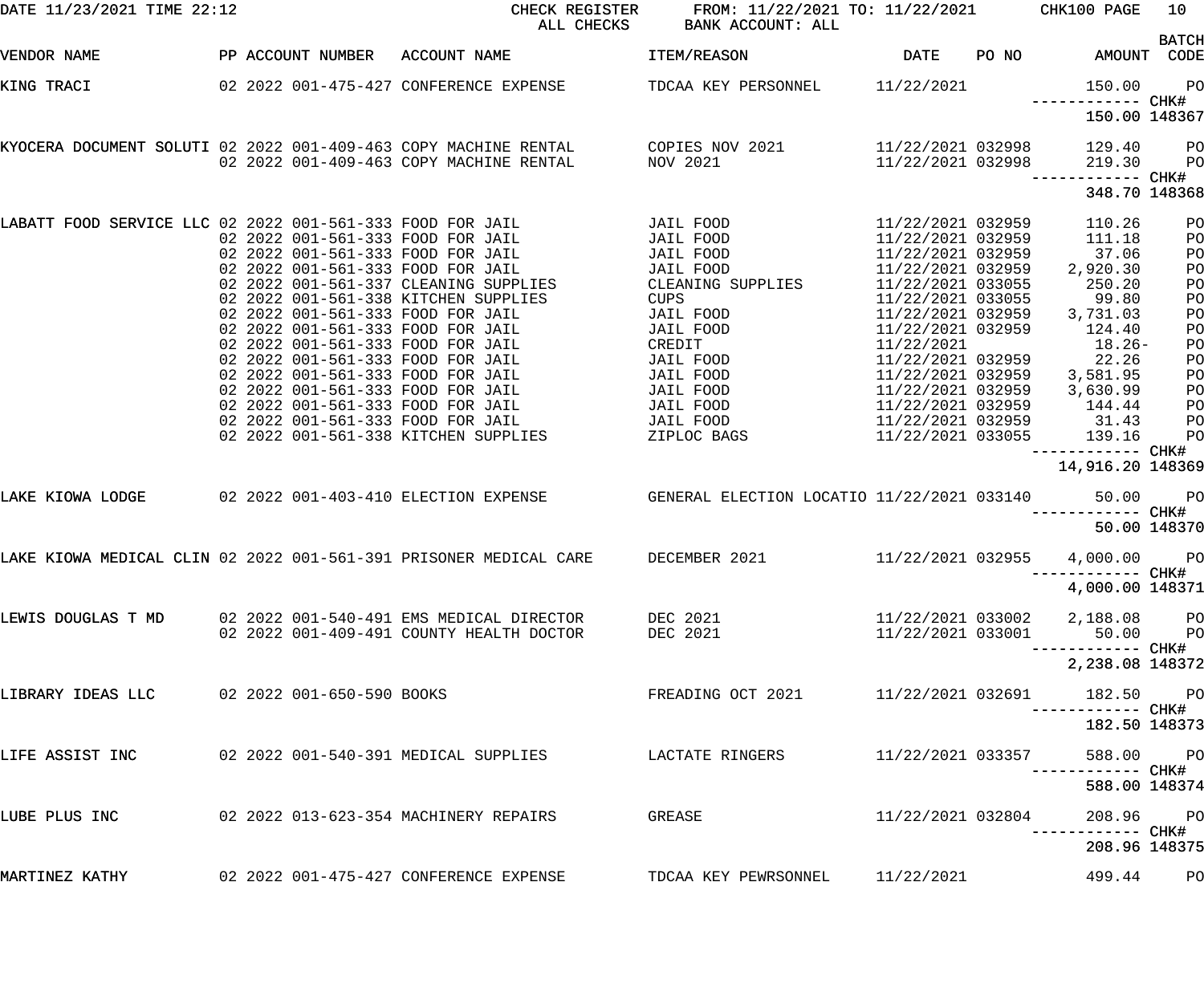DATE 11/23/2021 TIME 22:12 CHECK REGISTER FROM: 11/22/2021 TO: 11/22/2021 CHK100 PAGE 10

ALL CHECKS BANK ACCOUNT: ALL

| VENDOR NAME | PP | ACCOUNT NUMBER | ACCOUNT NAME | ITEM/REASON | DATE | PO NO | AMOUNT | BATCH CODE |
|---|---|---|---|---|---|---|---|---|
| KING TRACI | 02 | 2022 001-475-427 | CONFERENCE EXPENSE | TDCAA KEY PERSONNEL | 11/22/2021 | | 150.00 | PO |
| | | | | | | | ------------ | CHK# |
| | | | | | | | 150.00 | 148367 |
| KYOCERA DOCUMENT SOLUTI | 02 | 2022 001-409-463 | COPY MACHINE RENTAL | COPIES NOV 2021 | 11/22/2021 | 032998 | 129.40 | PO |
| | 02 | 2022 001-409-463 | COPY MACHINE RENTAL | NOV 2021 | 11/22/2021 | 032998 | 219.30 | PO |
| | | | | | | | ------------ | CHK# |
| | | | | | | | 348.70 | 148368 |
| LABATT FOOD SERVICE LLC | 02 | 2022 001-561-333 | FOOD FOR JAIL | JAIL FOOD | 11/22/2021 | 032959 | 110.26 | PO |
| | 02 | 2022 001-561-333 | FOOD FOR JAIL | JAIL FOOD | 11/22/2021 | 032959 | 111.18 | PO |
| | 02 | 2022 001-561-333 | FOOD FOR JAIL | JAIL FOOD | 11/22/2021 | 032959 | 37.06 | PO |
| | 02 | 2022 001-561-333 | FOOD FOR JAIL | JAIL FOOD | 11/22/2021 | 032959 | 2,920.30 | PO |
| | 02 | 2022 001-561-337 | CLEANING SUPPLIES | CLEANING SUPPLIES | 11/22/2021 | 033055 | 250.20 | PO |
| | 02 | 2022 001-561-338 | KITCHEN SUPPLIES | CUPS | 11/22/2021 | 033055 | 99.80 | PO |
| | 02 | 2022 001-561-333 | FOOD FOR JAIL | JAIL FOOD | 11/22/2021 | 032959 | 3,731.03 | PO |
| | 02 | 2022 001-561-333 | FOOD FOR JAIL | JAIL FOOD | 11/22/2021 | 032959 | 124.40 | PO |
| | 02 | 2022 001-561-333 | FOOD FOR JAIL | CREDIT | 11/22/2021 | | 18.26- | PO |
| | 02 | 2022 001-561-333 | FOOD FOR JAIL | JAIL FOOD | 11/22/2021 | 032959 | 22.26 | PO |
| | 02 | 2022 001-561-333 | FOOD FOR JAIL | JAIL FOOD | 11/22/2021 | 032959 | 3,581.95 | PO |
| | 02 | 2022 001-561-333 | FOOD FOR JAIL | JAIL FOOD | 11/22/2021 | 032959 | 3,630.99 | PO |
| | 02 | 2022 001-561-333 | FOOD FOR JAIL | JAIL FOOD | 11/22/2021 | 032959 | 144.44 | PO |
| | 02 | 2022 001-561-333 | FOOD FOR JAIL | JAIL FOOD | 11/22/2021 | 032959 | 31.43 | PO |
| | 02 | 2022 001-561-338 | KITCHEN SUPPLIES | ZIPLOC BAGS | 11/22/2021 | 033055 | 139.16 | PO |
| | | | | | | | ------------ | CHK# |
| | | | | | | | 14,916.20 | 148369 |
| LAKE KIOWA LODGE | 02 | 2022 001-403-410 | ELECTION EXPENSE | GENERAL ELECTION LOCATIO | 11/22/2021 | 033140 | 50.00 | PO |
| | | | | | | | ------------ | CHK# |
| | | | | | | | 50.00 | 148370 |
| LAKE KIOWA MEDICAL CLIN | 02 | 2022 001-561-391 | PRISONER MEDICAL CARE | DECEMBER 2021 | 11/22/2021 | 032955 | 4,000.00 | PO |
| | | | | | | | ------------ | CHK# |
| | | | | | | | 4,000.00 | 148371 |
| LEWIS DOUGLAS T MD | 02 | 2022 001-540-491 | EMS MEDICAL DIRECTOR | DEC 2021 | 11/22/2021 | 033002 | 2,188.08 | PO |
| | 02 | 2022 001-409-491 | COUNTY HEALTH DOCTOR | DEC 2021 | 11/22/2021 | 033001 | 50.00 | PO |
| | | | | | | | ------------ | CHK# |
| | | | | | | | 2,238.08 | 148372 |
| LIBRARY IDEAS LLC | 02 | 2022 001-650-590 | BOOKS | FREADING OCT 2021 | 11/22/2021 | 032691 | 182.50 | PO |
| | | | | | | | ------------ | CHK# |
| | | | | | | | 182.50 | 148373 |
| LIFE ASSIST INC | 02 | 2022 001-540-391 | MEDICAL SUPPLIES | LACTATE RINGERS | 11/22/2021 | 033357 | 588.00 | PO |
| | | | | | | | ------------ | CHK# |
| | | | | | | | 588.00 | 148374 |
| LUBE PLUS INC | 02 | 2022 013-623-354 | MACHINERY REPAIRS | GREASE | 11/22/2021 | 032804 | 208.96 | PO |
| | | | | | | | ------------ | CHK# |
| | | | | | | | 208.96 | 148375 |
| MARTINEZ KATHY | 02 | 2022 001-475-427 | CONFERENCE EXPENSE | TDCAA KEY PEWRSONNEL | 11/22/2021 | | 499.44 | PO |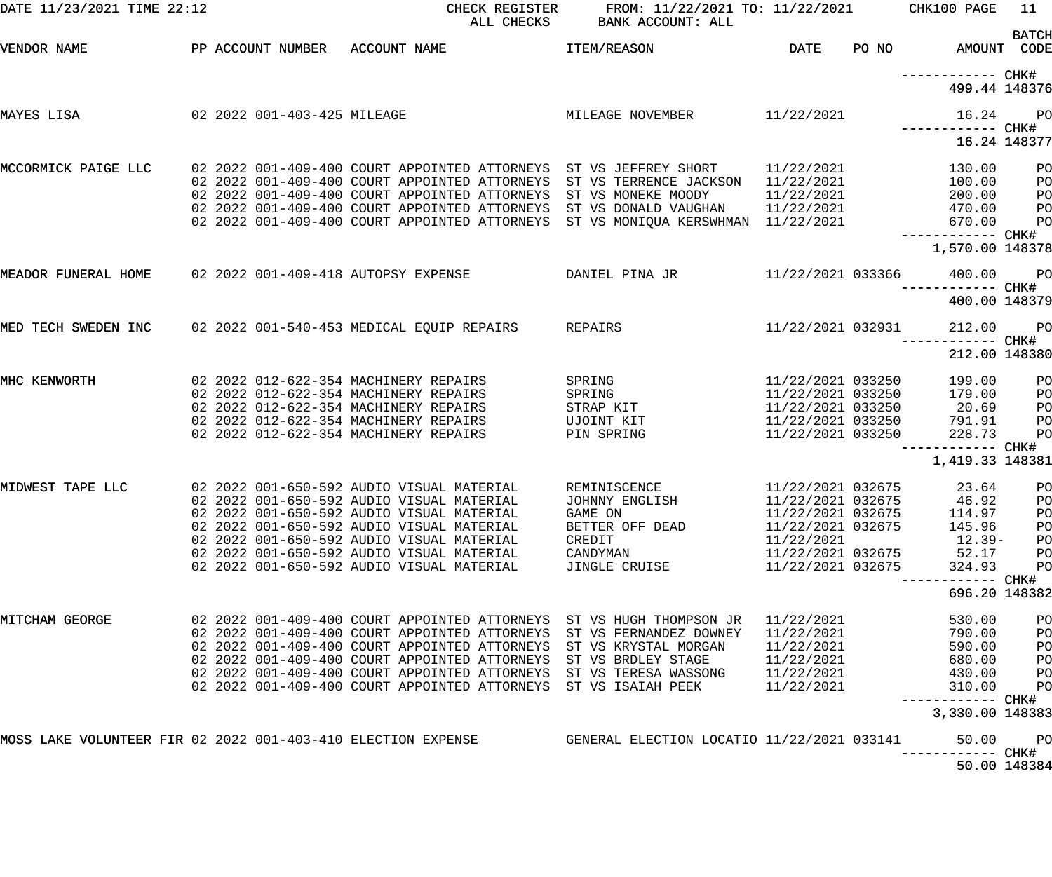CHECK REGISTER — ALL CHECKS — FROM: 11/22/2021 TO: 11/22/2021 — BANK ACCOUNT: ALL

| VENDOR NAME | PP | ACCOUNT NUMBER | ACCOUNT NAME | ITEM/REASON | DATE | PO NO | AMOUNT | BATCH CODE |
|---|---|---|---|---|---|---|---|---|
| | | | | | | | ------------ CHK# | |
| | | | | | | | 499.44 | 148376 |
| MAYES LISA | 02 | 2022 001-403-425 | MILEAGE | MILEAGE NOVEMBER | 11/22/2021 | | 16.24 | PO |
| | | | | | | | ------------ CHK# | |
| | | | | | | | 16.24 | 148377 |
| MCCORMICK PAIGE LLC | 02 | 2022 001-409-400 | COURT APPOINTED ATTORNEYS | ST VS JEFFREY SHORT | 11/22/2021 | | 130.00 | PO |
| | 02 | 2022 001-409-400 | COURT APPOINTED ATTORNEYS | ST VS TERRENCE JACKSON | 11/22/2021 | | 100.00 | PO |
| | 02 | 2022 001-409-400 | COURT APPOINTED ATTORNEYS | ST VS MONEKE MOODY | 11/22/2021 | | 200.00 | PO |
| | 02 | 2022 001-409-400 | COURT APPOINTED ATTORNEYS | ST VS DONALD VAUGHAN | 11/22/2021 | | 470.00 | PO |
| | 02 | 2022 001-409-400 | COURT APPOINTED ATTORNEYS | ST VS MONIQUA KERSWHMAN | 11/22/2021 | | 670.00 | PO |
| | | | | | | | ------------ CHK# | |
| | | | | | | | 1,570.00 | 148378 |
| MEADOR FUNERAL HOME | 02 | 2022 001-409-418 | AUTOPSY EXPENSE | DANIEL PINA JR | 11/22/2021 | 033366 | 400.00 | PO |
| | | | | | | | ------------ CHK# | |
| | | | | | | | 400.00 | 148379 |
| MED TECH SWEDEN INC | 02 | 2022 001-540-453 | MEDICAL EQUIP REPAIRS | REPAIRS | 11/22/2021 | 032931 | 212.00 | PO |
| | | | | | | | ------------ CHK# | |
| | | | | | | | 212.00 | 148380 |
| MHC KENWORTH | 02 | 2022 012-622-354 | MACHINERY REPAIRS | SPRING | 11/22/2021 | 033250 | 199.00 | PO |
| | 02 | 2022 012-622-354 | MACHINERY REPAIRS | SPRING | 11/22/2021 | 033250 | 179.00 | PO |
| | 02 | 2022 012-622-354 | MACHINERY REPAIRS | STRAP KIT | 11/22/2021 | 033250 | 20.69 | PO |
| | 02 | 2022 012-622-354 | MACHINERY REPAIRS | UJOINT KIT | 11/22/2021 | 033250 | 791.91 | PO |
| | 02 | 2022 012-622-354 | MACHINERY REPAIRS | PIN SPRING | 11/22/2021 | 033250 | 228.73 | PO |
| | | | | | | | ------------ CHK# | |
| | | | | | | | 1,419.33 | 148381 |
| MIDWEST TAPE LLC | 02 | 2022 001-650-592 | AUDIO VISUAL MATERIAL | REMINISCENCE | 11/22/2021 | 032675 | 23.64 | PO |
| | 02 | 2022 001-650-592 | AUDIO VISUAL MATERIAL | JOHNNY ENGLISH | 11/22/2021 | 032675 | 46.92 | PO |
| | 02 | 2022 001-650-592 | AUDIO VISUAL MATERIAL | GAME ON | 11/22/2021 | 032675 | 114.97 | PO |
| | 02 | 2022 001-650-592 | AUDIO VISUAL MATERIAL | BETTER OFF DEAD | 11/22/2021 | 032675 | 145.96 | PO |
| | 02 | 2022 001-650-592 | AUDIO VISUAL MATERIAL | CREDIT | 11/22/2021 | | 12.39- | PO |
| | 02 | 2022 001-650-592 | AUDIO VISUAL MATERIAL | CANDYMAN | 11/22/2021 | 032675 | 52.17 | PO |
| | 02 | 2022 001-650-592 | AUDIO VISUAL MATERIAL | JINGLE CRUISE | 11/22/2021 | 032675 | 324.93 | PO |
| | | | | | | | ------------ CHK# | |
| | | | | | | | 696.20 | 148382 |
| MITCHAM GEORGE | 02 | 2022 001-409-400 | COURT APPOINTED ATTORNEYS | ST VS HUGH THOMPSON JR | 11/22/2021 | | 530.00 | PO |
| | 02 | 2022 001-409-400 | COURT APPOINTED ATTORNEYS | ST VS FERNANDEZ DOWNEY | 11/22/2021 | | 790.00 | PO |
| | 02 | 2022 001-409-400 | COURT APPOINTED ATTORNEYS | ST VS KRYSTAL MORGAN | 11/22/2021 | | 590.00 | PO |
| | 02 | 2022 001-409-400 | COURT APPOINTED ATTORNEYS | ST VS BRDLEY STAGE | 11/22/2021 | | 680.00 | PO |
| | 02 | 2022 001-409-400 | COURT APPOINTED ATTORNEYS | ST VS TERESA WASSONG | 11/22/2021 | | 430.00 | PO |
| | 02 | 2022 001-409-400 | COURT APPOINTED ATTORNEYS | ST VS ISAIAH PEEK | 11/22/2021 | | 310.00 | PO |
| | | | | | | | ------------ CHK# | |
| | | | | | | | 3,330.00 | 148383 |
| MOSS LAKE VOLUNTEER FIR | 02 | 2022 001-403-410 | ELECTION EXPENSE | GENERAL ELECTION LOCATIO | 11/22/2021 | 033141 | 50.00 | PO |
| | | | | | | | ------------ CHK# | |
| | | | | | | | 50.00 | 148384 |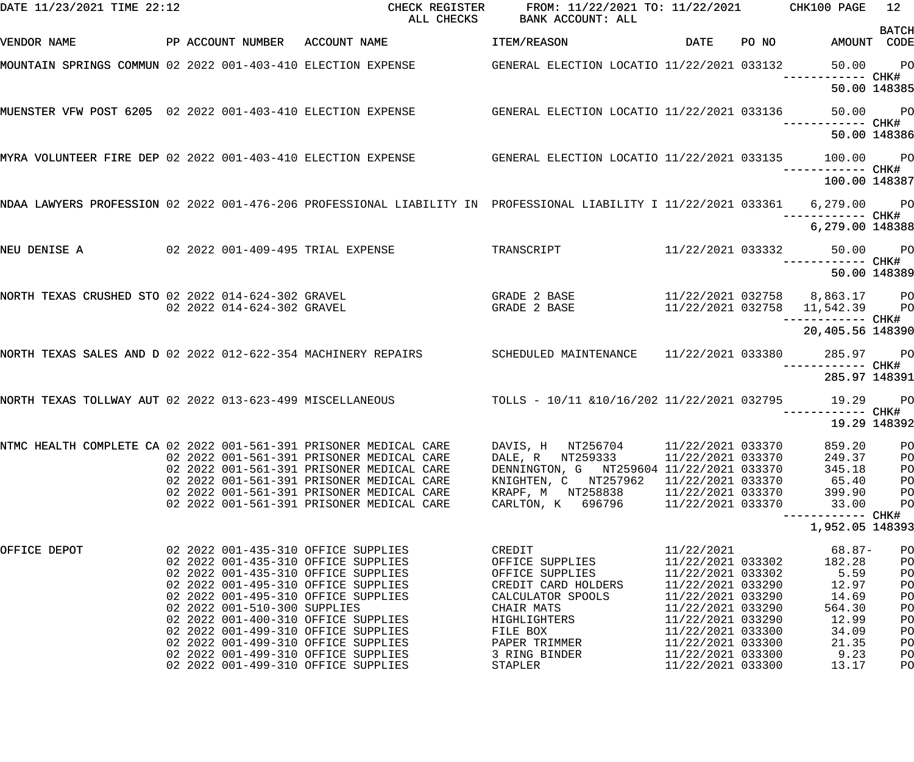DATE 11/23/2021 TIME 22:12 CHECK REGISTER ALL CHECKS FROM: 11/22/2021 TO: 11/22/2021 BANK ACCOUNT: ALL CHK100

| VENDOR NAME | PP | ACCOUNT NUMBER | ACCOUNT NAME | ITEM/REASON | DATE | PO NO | AMOUNT | BATCH CODE |
|---|---|---|---|---|---|---|---|---|
| MOUNTAIN SPRINGS COMMUN | 02 | 2022 001-403-410 | ELECTION EXPENSE | GENERAL ELECTION LOCATIO | 11/22/2021 | 033132 | 50.00 | PO |
| | | | | | | | ------------ | CHK# |
| | | | | | | | 50.00 | 148385 |
| MUENSTER VFW POST 6205 | 02 | 2022 001-403-410 | ELECTION EXPENSE | GENERAL ELECTION LOCATIO | 11/22/2021 | 033136 | 50.00 | PO |
| | | | | | | | ------------ | CHK# |
| | | | | | | | 50.00 | 148386 |
| MYRA VOLUNTEER FIRE DEP | 02 | 2022 001-403-410 | ELECTION EXPENSE | GENERAL ELECTION LOCATIO | 11/22/2021 | 033135 | 100.00 | PO |
| | | | | | | | ------------ | CHK# |
| | | | | | | | 100.00 | 148387 |
| NDAA LAWYERS PROFESSION | 02 | 2022 001-476-206 | PROFESSIONAL LIABILITY IN | PROFESSIONAL LIABILITY I | 11/22/2021 | 033361 | 6,279.00 | PO |
| | | | | | | | ------------ | CHK# |
| | | | | | | | 6,279.00 | 148388 |
| NEU DENISE A | 02 | 2022 001-409-495 | TRIAL EXPENSE | TRANSCRIPT | 11/22/2021 | 033332 | 50.00 | PO |
| | | | | | | | ------------ | CHK# |
| | | | | | | | 50.00 | 148389 |
| NORTH TEXAS CRUSHED STO | 02 | 2022 014-624-302 | GRAVEL | GRADE 2 BASE | 11/22/2021 | 032758 | 8,863.17 | PO |
| | 02 | 2022 014-624-302 | GRAVEL | GRADE 2 BASE | 11/22/2021 | 032758 | 11,542.39 | PO |
| | | | | | | | ------------ | CHK# |
| | | | | | | | 20,405.56 | 148390 |
| NORTH TEXAS SALES AND D | 02 | 2022 012-622-354 | MACHINERY REPAIRS | SCHEDULED MAINTENANCE | 11/22/2021 | 033380 | 285.97 | PO |
| | | | | | | | ------------ | CHK# |
| | | | | | | | 285.97 | 148391 |
| NORTH TEXAS TOLLWAY AUT | 02 | 2022 013-623-499 | MISCELLANEOUS | TOLLS - 10/11 &10/16/202 | 11/22/2021 | 032795 | 19.29 | PO |
| | | | | | | | ------------ | CHK# |
| | | | | | | | 19.29 | 148392 |
| NTMC HEALTH COMPLETE CA | 02 | 2022 001-561-391 | PRISONER MEDICAL CARE | DAVIS, H NT256704 | 11/22/2021 | 033370 | 859.20 | PO |
| | 02 | 2022 001-561-391 | PRISONER MEDICAL CARE | DALE, R NT259333 | 11/22/2021 | 033370 | 249.37 | PO |
| | 02 | 2022 001-561-391 | PRISONER MEDICAL CARE | DENNINGTON, G NT259604 | 11/22/2021 | 033370 | 345.18 | PO |
| | 02 | 2022 001-561-391 | PRISONER MEDICAL CARE | KNIGHTEN, C NT257962 | 11/22/2021 | 033370 | 65.40 | PO |
| | 02 | 2022 001-561-391 | PRISONER MEDICAL CARE | KRAPF, M NT258838 | 11/22/2021 | 033370 | 399.90 | PO |
| | 02 | 2022 001-561-391 | PRISONER MEDICAL CARE | CARLTON, K 696796 | 11/22/2021 | 033370 | 33.00 | PO |
| | | | | | | | ------------ | CHK# |
| | | | | | | | 1,952.05 | 148393 |
| OFFICE DEPOT | 02 | 2022 001-435-310 | OFFICE SUPPLIES | CREDIT | 11/22/2021 | | 68.87- | PO |
| | 02 | 2022 001-435-310 | OFFICE SUPPLIES | OFFICE SUPPLIES | 11/22/2021 | 033302 | 182.28 | PO |
| | 02 | 2022 001-435-310 | OFFICE SUPPLIES | OFFICE SUPPLIES | 11/22/2021 | 033302 | 5.59 | PO |
| | 02 | 2022 001-495-310 | OFFICE SUPPLIES | CREDIT CARD HOLDERS | 11/22/2021 | 033290 | 12.97 | PO |
| | 02 | 2022 001-495-310 | OFFICE SUPPLIES | CALCULATOR SPOOLS | 11/22/2021 | 033290 | 14.69 | PO |
| | 02 | 2022 001-510-300 | SUPPLIES | CHAIR MATS | 11/22/2021 | 033290 | 564.30 | PO |
| | 02 | 2022 001-400-310 | OFFICE SUPPLIES | HIGHLIGHTERS | 11/22/2021 | 033290 | 12.99 | PO |
| | 02 | 2022 001-499-310 | OFFICE SUPPLIES | FILE BOX | 11/22/2021 | 033300 | 34.09 | PO |
| | 02 | 2022 001-499-310 | OFFICE SUPPLIES | PAPER TRIMMER | 11/22/2021 | 033300 | 21.35 | PO |
| | 02 | 2022 001-499-310 | OFFICE SUPPLIES | 3 RING BINDER | 11/22/2021 | 033300 | 9.23 | PO |
| | 02 | 2022 001-499-310 | OFFICE SUPPLIES | STAPLER | 11/22/2021 | 033300 | 13.17 | PO |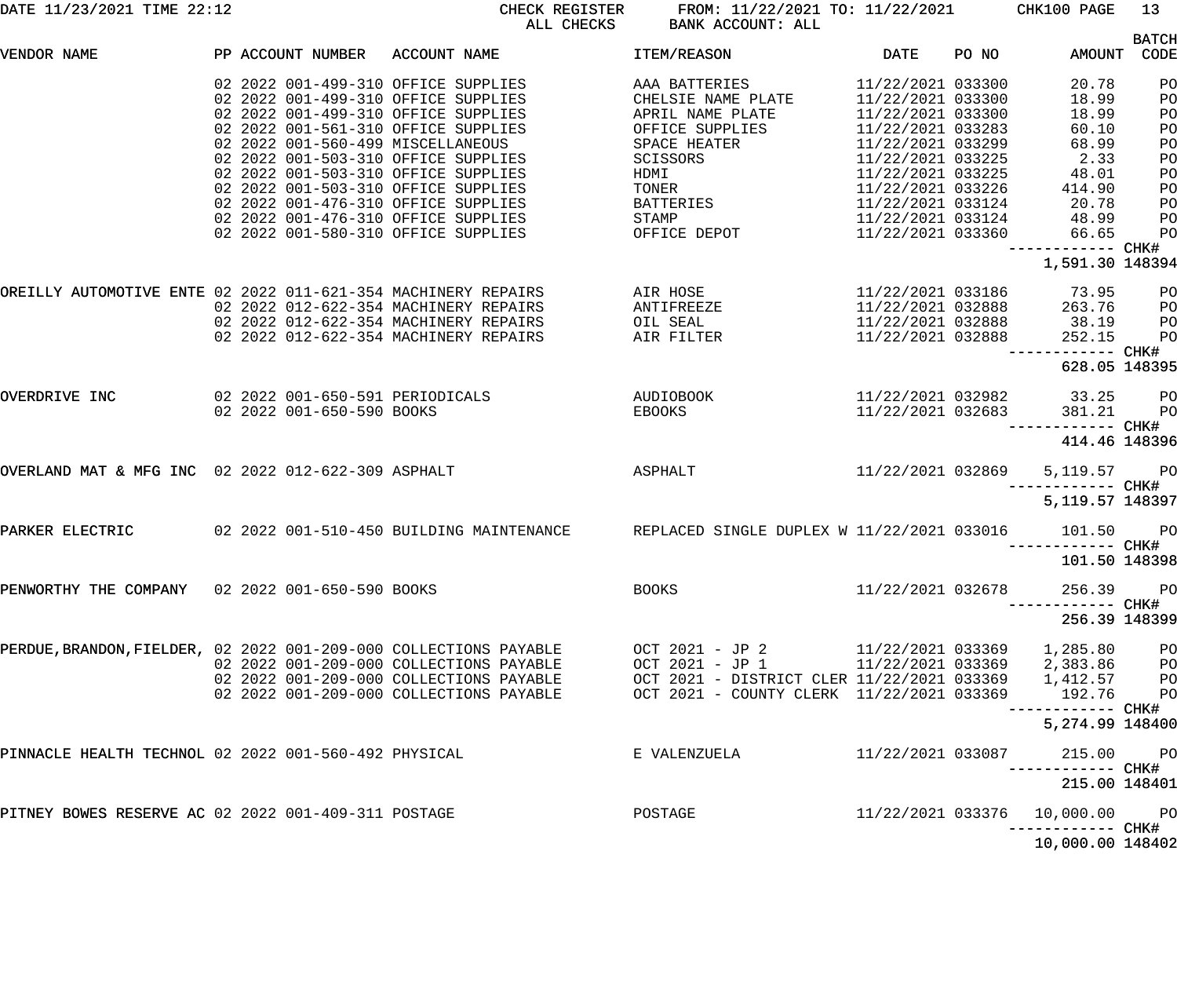DATE 11/23/2021 TIME 22:12 CHECK REGISTER FROM: 11/22/2021 TO: 11/22/2021 CHK100 PAGE 13
ALL CHECKS BANK ACCOUNT: ALL

| VENDOR NAME | PP | ACCOUNT NUMBER | ACCOUNT NAME | ITEM/REASON | DATE | PO NO | AMOUNT | BATCH CODE |
|---|---|---|---|---|---|---|---|---|
| | 02 | 2022 001-499-310 | OFFICE SUPPLIES | AAA BATTERIES | 11/22/2021 | 033300 | 20.78 | PO |
| | 02 | 2022 001-499-310 | OFFICE SUPPLIES | CHELSIE NAME PLATE | 11/22/2021 | 033300 | 18.99 | PO |
| | 02 | 2022 001-499-310 | OFFICE SUPPLIES | APRIL NAME PLATE | 11/22/2021 | 033300 | 18.99 | PO |
| | 02 | 2022 001-561-310 | OFFICE SUPPLIES | OFFICE SUPPLIES | 11/22/2021 | 033283 | 60.10 | PO |
| | 02 | 2022 001-560-499 | MISCELLANEOUS | SPACE HEATER | 11/22/2021 | 033299 | 68.99 | PO |
| | 02 | 2022 001-503-310 | OFFICE SUPPLIES | SCISSORS | 11/22/2021 | 033225 | 2.33 | PO |
| | 02 | 2022 001-503-310 | OFFICE SUPPLIES | HDMI | 11/22/2021 | 033225 | 48.01 | PO |
| | 02 | 2022 001-503-310 | OFFICE SUPPLIES | TONER | 11/22/2021 | 033226 | 414.90 | PO |
| | 02 | 2022 001-476-310 | OFFICE SUPPLIES | BATTERIES | 11/22/2021 | 033124 | 20.78 | PO |
| | 02 | 2022 001-476-310 | OFFICE SUPPLIES | STAMP | 11/22/2021 | 033124 | 48.99 | PO |
| | 02 | 2022 001-580-310 | OFFICE SUPPLIES | OFFICE DEPOT | 11/22/2021 | 033360 | 66.65 | PO |
| | | | | | | | 1,591.30 | CHK# 148394 |
| OREILLY AUTOMOTIVE ENTE | 02 | 2022 011-621-354 | MACHINERY REPAIRS | AIR HOSE | 11/22/2021 | 033186 | 73.95 | PO |
| | 02 | 2022 012-622-354 | MACHINERY REPAIRS | ANTIFREEZE | 11/22/2021 | 032888 | 263.76 | PO |
| | 02 | 2022 012-622-354 | MACHINERY REPAIRS | OIL SEAL | 11/22/2021 | 032888 | 38.19 | PO |
| | 02 | 2022 012-622-354 | MACHINERY REPAIRS | AIR FILTER | 11/22/2021 | 032888 | 252.15 | PO |
| | | | | | | | 628.05 | CHK# 148395 |
| OVERDRIVE INC | 02 | 2022 001-650-591 | PERIODICALS | AUDIOBOOK | 11/22/2021 | 032982 | 33.25 | PO |
| | 02 | 2022 001-650-590 | BOOKS | EBOOKS | 11/22/2021 | 032683 | 381.21 | PO |
| | | | | | | | 414.46 | CHK# 148396 |
| OVERLAND MAT & MFG INC | 02 | 2022 012-622-309 | ASPHALT | ASPHALT | 11/22/2021 | 032869 | 5,119.57 | PO |
| | | | | | | | 5,119.57 | CHK# 148397 |
| PARKER ELECTRIC | 02 | 2022 001-510-450 | BUILDING MAINTENANCE | REPLACED SINGLE DUPLEX W | 11/22/2021 | 033016 | 101.50 | PO |
| | | | | | | | 101.50 | CHK# 148398 |
| PENWORTHY THE COMPANY | 02 | 2022 001-650-590 | BOOKS | BOOKS | 11/22/2021 | 032678 | 256.39 | PO |
| | | | | | | | 256.39 | CHK# 148399 |
| PERDUE,BRANDON,FIELDER, | 02 | 2022 001-209-000 | COLLECTIONS PAYABLE | OCT 2021 - JP 2 | 11/22/2021 | 033369 | 1,285.80 | PO |
| | 02 | 2022 001-209-000 | COLLECTIONS PAYABLE | OCT 2021 - JP 1 | 11/22/2021 | 033369 | 2,383.86 | PO |
| | 02 | 2022 001-209-000 | COLLECTIONS PAYABLE | OCT 2021 - DISTRICT CLER | 11/22/2021 | 033369 | 1,412.57 | PO |
| | 02 | 2022 001-209-000 | COLLECTIONS PAYABLE | OCT 2021 - COUNTY CLERK | 11/22/2021 | 033369 | 192.76 | PO |
| | | | | | | | 5,274.99 | CHK# 148400 |
| PINNACLE HEALTH TECHNOL | 02 | 2022 001-560-492 | PHYSICAL | E VALENZUELA | 11/22/2021 | 033087 | 215.00 | PO |
| | | | | | | | 215.00 | CHK# 148401 |
| PITNEY BOWES RESERVE AC | 02 | 2022 001-409-311 | POSTAGE | POSTAGE | 11/22/2021 | 033376 | 10,000.00 | PO |
| | | | | | | | 10,000.00 | CHK# 148402 |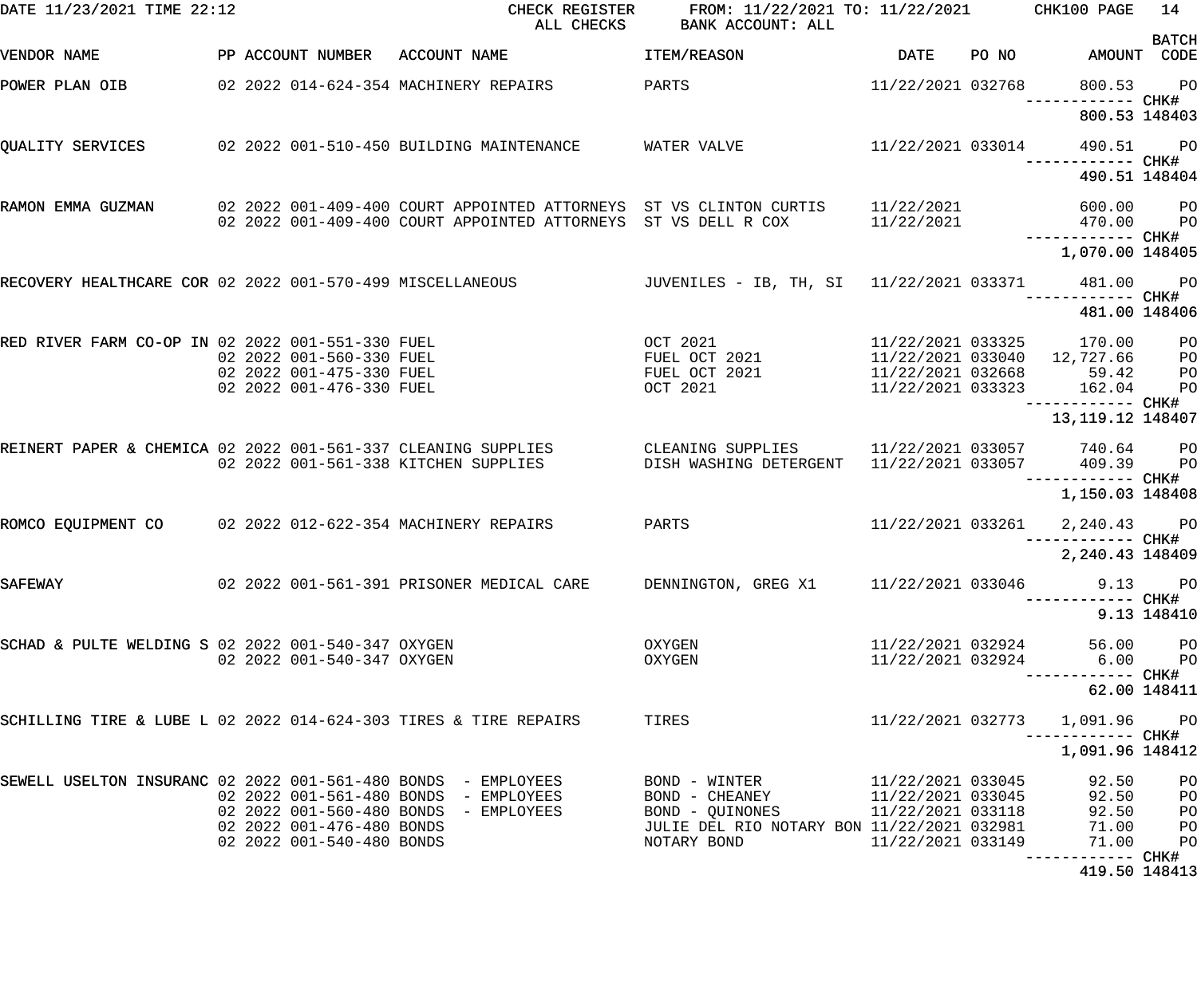CHECK REGISTER — ALL CHECKS — FROM: 11/22/2021 TO: 11/22/2021 — BANK ACCOUNT: ALL

DATE 11/23/2021 TIME 22:12 — CHK100

| VENDOR NAME | PP | ACCOUNT NUMBER | ACCOUNT NAME | ITEM/REASON | DATE | PO NO | AMOUNT | BATCH CODE |
|---|---|---|---|---|---|---|---|---|
| POWER PLAN OIB | 02 | 2022 014-624-354 | MACHINERY REPAIRS | PARTS | 11/22/2021 | 032768 | 800.53 | PO |
| | | | | | | | 800.53 | CHK# 148403 |
| QUALITY SERVICES | 02 | 2022 001-510-450 | BUILDING MAINTENANCE | WATER VALVE | 11/22/2021 | 033014 | 490.51 | PO |
| | | | | | | | 490.51 | CHK# 148404 |
| RAMON EMMA GUZMAN | 02 | 2022 001-409-400 | COURT APPOINTED ATTORNEYS | ST VS CLINTON CURTIS | 11/22/2021 | | 600.00 | PO |
| | 02 | 2022 001-409-400 | COURT APPOINTED ATTORNEYS | ST VS DELL R COX | 11/22/2021 | | 470.00 | PO |
| | | | | | | | 1,070.00 | CHK# 148405 |
| RECOVERY HEALTHCARE COR | 02 | 2022 001-570-499 | MISCELLANEOUS | JUVENILES - IB, TH, SI | 11/22/2021 | 033371 | 481.00 | PO |
| | | | | | | | 481.00 | CHK# 148406 |
| RED RIVER FARM CO-OP IN | 02 | 2022 001-551-330 | FUEL | OCT 2021 | 11/22/2021 | 033325 | 170.00 | PO |
| | 02 | 2022 001-560-330 | FUEL | FUEL OCT 2021 | 11/22/2021 | 033040 | 12,727.66 | PO |
| | 02 | 2022 001-475-330 | FUEL | FUEL OCT 2021 | 11/22/2021 | 032668 | 59.42 | PO |
| | 02 | 2022 001-476-330 | FUEL | OCT 2021 | 11/22/2021 | 033323 | 162.04 | PO |
| | | | | | | | 13,119.12 | CHK# 148407 |
| REINERT PAPER & CHEMICA | 02 | 2022 001-561-337 | CLEANING SUPPLIES | CLEANING SUPPLIES | 11/22/2021 | 033057 | 740.64 | PO |
| | 02 | 2022 001-561-338 | KITCHEN SUPPLIES | DISH WASHING DETERGENT | 11/22/2021 | 033057 | 409.39 | PO |
| | | | | | | | 1,150.03 | CHK# 148408 |
| ROMCO EQUIPMENT CO | 02 | 2022 012-622-354 | MACHINERY REPAIRS | PARTS | 11/22/2021 | 033261 | 2,240.43 | PO |
| | | | | | | | 2,240.43 | CHK# 148409 |
| SAFEWAY | 02 | 2022 001-561-391 | PRISONER MEDICAL CARE | DENNINGTON, GREG X1 | 11/22/2021 | 033046 | 9.13 | PO |
| | | | | | | | 9.13 | CHK# 148410 |
| SCHAD & PULTE WELDING S | 02 | 2022 001-540-347 | OXYGEN | OXYGEN | 11/22/2021 | 032924 | 56.00 | PO |
| | 02 | 2022 001-540-347 | OXYGEN | OXYGEN | 11/22/2021 | 032924 | 6.00 | PO |
| | | | | | | | 62.00 | CHK# 148411 |
| SCHILLING TIRE & LUBE L | 02 | 2022 014-624-303 | TIRES & TIRE REPAIRS | TIRES | 11/22/2021 | 032773 | 1,091.96 | PO |
| | | | | | | | 1,091.96 | CHK# 148412 |
| SEWELL USELTON INSURANC | 02 | 2022 001-561-480 | BONDS - EMPLOYEES | BOND - WINTER | 11/22/2021 | 033045 | 92.50 | PO |
| | 02 | 2022 001-561-480 | BONDS - EMPLOYEES | BOND - CHEANEY | 11/22/2021 | 033045 | 92.50 | PO |
| | 02 | 2022 001-560-480 | BONDS - EMPLOYEES | BOND - QUINONES | 11/22/2021 | 033118 | 92.50 | PO |
| | 02 | 2022 001-476-480 | BONDS | JULIE DEL RIO NOTARY BON | 11/22/2021 | 032981 | 71.00 | PO |
| | 02 | 2022 001-540-480 | BONDS | NOTARY BOND | 11/22/2021 | 033149 | 71.00 | PO |
| | | | | | | | 419.50 | CHK# 148413 |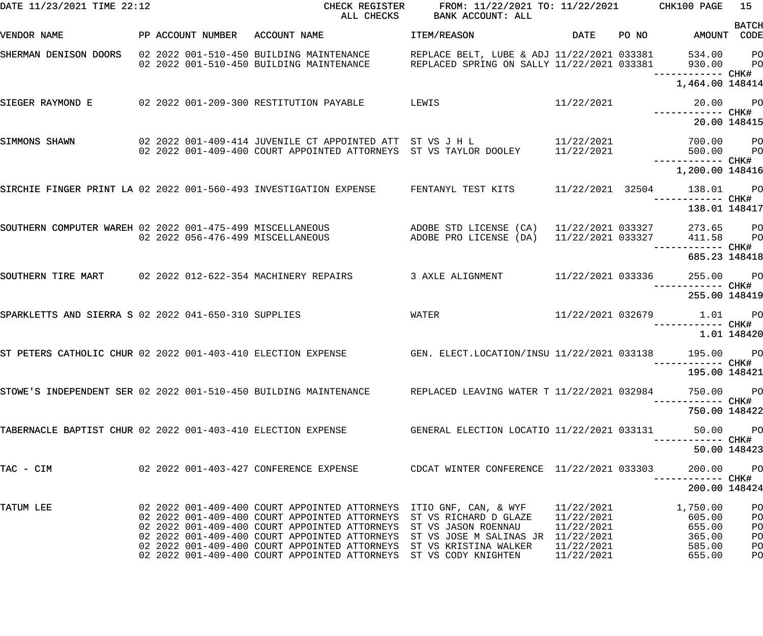DATE 11/23/2021 TIME 22:12 CHECK REGISTER FROM: 11/22/2021 TO: 11/22/2021 CHK100

ALL CHECKS BANK ACCOUNT: ALL

| VENDOR NAME | PP | ACCOUNT NUMBER | ACCOUNT NAME | ITEM/REASON | DATE | PO NO | AMOUNT | BATCH CODE |
|---|---|---|---|---|---|---|---|---|
| SHERMAN DENISON DOORS | 02 2022 | 001-510-450 | BUILDING MAINTENANCE | REPLACE BELT, LUBE & ADJ | 11/22/2021 | 033381 | 534.00 | PO |
| | 02 2022 | 001-510-450 | BUILDING MAINTENANCE | REPLACED SPRING ON SALLY | 11/22/2021 | 033381 | 930.00 | PO |
| | | | | | | | 1,464.00 | CHK# 148414 |
| SIEGER RAYMOND E | 02 2022 | 001-209-300 | RESTITUTION PAYABLE | LEWIS | 11/22/2021 | | 20.00 | PO |
| | | | | | | | 20.00 | CHK# 148415 |
| SIMMONS SHAWN | 02 2022 | 001-409-414 | JUVENILE CT APPOINTED ATT | ST VS J H L | 11/22/2021 | | 700.00 | PO |
| | 02 2022 | 001-409-400 | COURT APPOINTED ATTORNEYS | ST VS TAYLOR DOOLEY | 11/22/2021 | | 500.00 | PO |
| | | | | | | | 1,200.00 | CHK# 148416 |
| SIRCHIE FINGER PRINT LA | 02 2022 | 001-560-493 | INVESTIGATION EXPENSE | FENTANYL TEST KITS | 11/22/2021 | 32504 | 138.01 | PO |
| | | | | | | | 138.01 | CHK# 148417 |
| SOUTHERN COMPUTER WAREH | 02 2022 | 001-475-499 | MISCELLANEOUS | ADOBE STD LICENSE (CA) | 11/22/2021 | 033327 | 273.65 | PO |
| | 02 2022 | 056-476-499 | MISCELLANEOUS | ADOBE PRO LICENSE (DA) | 11/22/2021 | 033327 | 411.58 | PO |
| | | | | | | | 685.23 | CHK# 148418 |
| SOUTHERN TIRE MART | 02 2022 | 012-622-354 | MACHINERY REPAIRS | 3 AXLE ALIGNMENT | 11/22/2021 | 033336 | 255.00 | PO |
| | | | | | | | 255.00 | CHK# 148419 |
| SPARKLETTS AND SIERRA S | 02 2022 | 041-650-310 | SUPPLIES | WATER | 11/22/2021 | 032679 | 1.01 | PO |
| | | | | | | | 1.01 | CHK# 148420 |
| ST PETERS CATHOLIC CHUR | 02 2022 | 001-403-410 | ELECTION EXPENSE | GEN. ELECT.LOCATION/INSU | 11/22/2021 | 033138 | 195.00 | PO |
| | | | | | | | 195.00 | CHK# 148421 |
| STOWE'S INDEPENDENT SER | 02 2022 | 001-510-450 | BUILDING MAINTENANCE | REPLACED LEAVING WATER T | 11/22/2021 | 032984 | 750.00 | PO |
| | | | | | | | 750.00 | CHK# 148422 |
| TABERNACLE BAPTIST CHUR | 02 2022 | 001-403-410 | ELECTION EXPENSE | GENERAL ELECTION LOCATIO | 11/22/2021 | 033131 | 50.00 | PO |
| | | | | | | | 50.00 | CHK# 148423 |
| TAC - CIM | 02 2022 | 001-403-427 | CONFERENCE EXPENSE | CDCAT WINTER CONFERENCE | 11/22/2021 | 033303 | 200.00 | PO |
| | | | | | | | 200.00 | CHK# 148424 |
| TATUM LEE | 02 2022 | 001-409-400 | COURT APPOINTED ATTORNEYS | ITIO GNF, CAN, & WYF | 11/22/2021 | | 1,750.00 | PO |
| | 02 2022 | 001-409-400 | COURT APPOINTED ATTORNEYS | ST VS RICHARD D GLAZE | 11/22/2021 | | 605.00 | PO |
| | 02 2022 | 001-409-400 | COURT APPOINTED ATTORNEYS | ST VS JASON ROENNAU | 11/22/2021 | | 655.00 | PO |
| | 02 2022 | 001-409-400 | COURT APPOINTED ATTORNEYS | ST VS JOSE M SALINAS JR | 11/22/2021 | | 365.00 | PO |
| | 02 2022 | 001-409-400 | COURT APPOINTED ATTORNEYS | ST VS KRISTINA WALKER | 11/22/2021 | | 585.00 | PO |
| | 02 2022 | 001-409-400 | COURT APPOINTED ATTORNEYS | ST VS CODY KNIGHTEN | 11/22/2021 | | 655.00 | PO |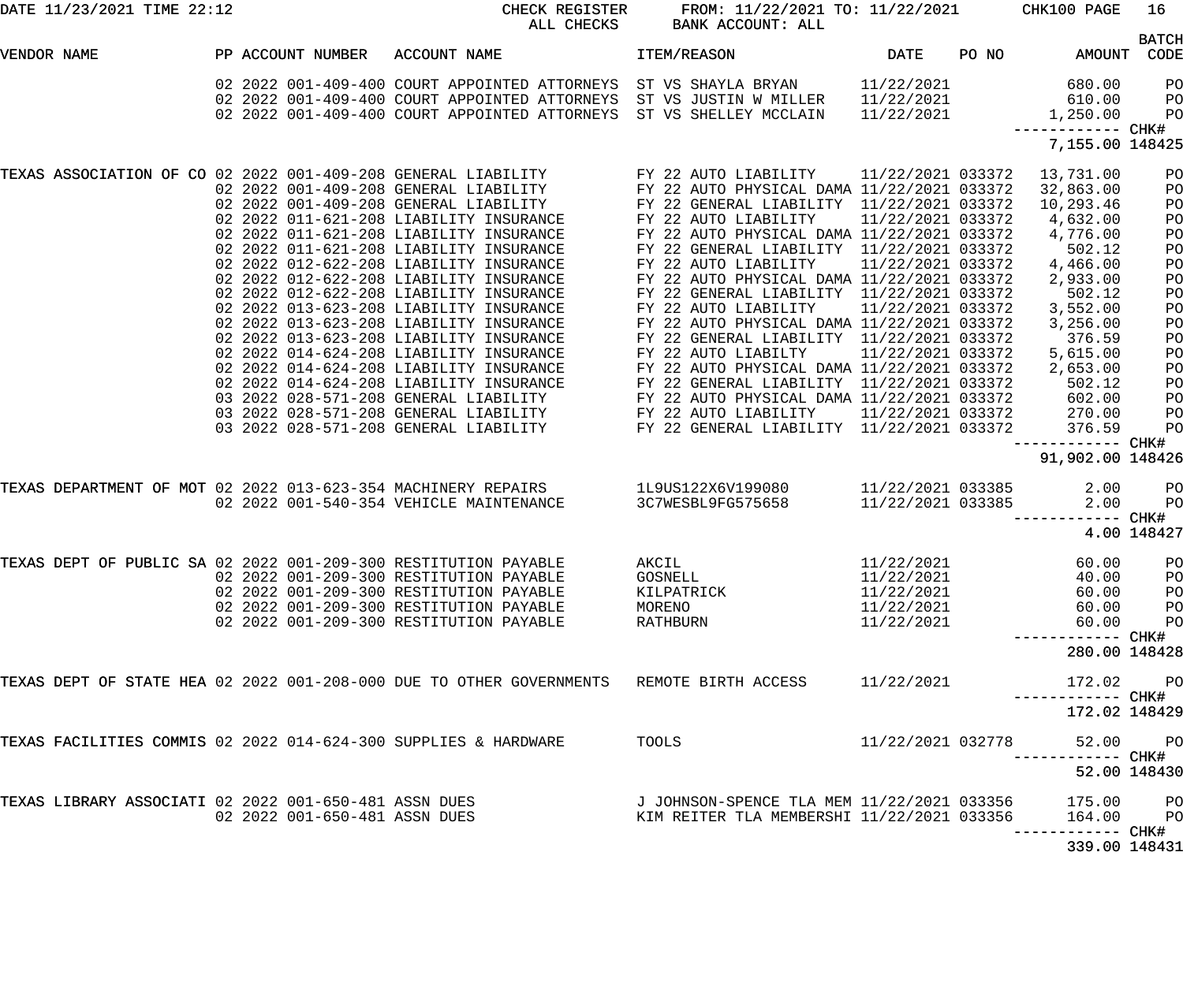| VENDOR NAME | PP | ACCOUNT NUMBER | ACCOUNT NAME | ITEM/REASON | DATE | PO NO | AMOUNT | BATCH CODE |
|---|---|---|---|---|---|---|---|---|
| | 02 | 2022 001-409-400 | COURT APPOINTED ATTORNEYS | ST VS SHAYLA BRYAN | 11/22/2021 | | 680.00 | PO |
| | 02 | 2022 001-409-400 | COURT APPOINTED ATTORNEYS | ST VS JUSTIN W MILLER | 11/22/2021 | | 610.00 | PO |
| | 02 | 2022 001-409-400 | COURT APPOINTED ATTORNEYS | ST VS SHELLEY MCCLAIN | 11/22/2021 | | 1,250.00 | PO |
| | | | | | | | 7,155.00 | CHK# 148425 |
| TEXAS ASSOCIATION OF CO | 02 | 2022 001-409-208 | GENERAL LIABILITY | FY 22 AUTO LIABILITY | 11/22/2021 | 033372 | 13,731.00 | PO |
| | 02 | 2022 001-409-208 | GENERAL LIABILITY | FY 22 AUTO PHYSICAL DAMA | 11/22/2021 | 033372 | 32,863.00 | PO |
| | 02 | 2022 001-409-208 | GENERAL LIABILITY | FY 22 GENERAL LIABILITY | 11/22/2021 | 033372 | 10,293.46 | PO |
| | 02 | 2022 011-621-208 | LIABILITY INSURANCE | FY 22 AUTO LIABILITY | 11/22/2021 | 033372 | 4,632.00 | PO |
| | 02 | 2022 011-621-208 | LIABILITY INSURANCE | FY 22 AUTO PHYSICAL DAMA | 11/22/2021 | 033372 | 4,776.00 | PO |
| | 02 | 2022 011-621-208 | LIABILITY INSURANCE | FY 22 GENERAL LIABILITY | 11/22/2021 | 033372 | 502.12 | PO |
| | 02 | 2022 012-622-208 | LIABILITY INSURANCE | FY 22 AUTO LIABILITY | 11/22/2021 | 033372 | 4,466.00 | PO |
| | 02 | 2022 012-622-208 | LIABILITY INSURANCE | FY 22 AUTO PHYSICAL DAMA | 11/22/2021 | 033372 | 2,933.00 | PO |
| | 02 | 2022 012-622-208 | LIABILITY INSURANCE | FY 22 GENERAL LIABILITY | 11/22/2021 | 033372 | 502.12 | PO |
| | 02 | 2022 013-623-208 | LIABILITY INSURANCE | FY 22 AUTO LIABILITY | 11/22/2021 | 033372 | 3,552.00 | PO |
| | 02 | 2022 013-623-208 | LIABILITY INSURANCE | FY 22 AUTO PHYSICAL DAMA | 11/22/2021 | 033372 | 3,256.00 | PO |
| | 02 | 2022 013-623-208 | LIABILITY INSURANCE | FY 22 GENERAL LIABILITY | 11/22/2021 | 033372 | 376.59 | PO |
| | 02 | 2022 014-624-208 | LIABILITY INSURANCE | FY 22 AUTO LIABILTY | 11/22/2021 | 033372 | 5,615.00 | PO |
| | 02 | 2022 014-624-208 | LIABILITY INSURANCE | FY 22 AUTO PHYSICAL DAMA | 11/22/2021 | 033372 | 2,653.00 | PO |
| | 02 | 2022 014-624-208 | LIABILITY INSURANCE | FY 22 GENERAL LIABILITY | 11/22/2021 | 033372 | 502.12 | PO |
| | 03 | 2022 028-571-208 | GENERAL LIABILITY | FY 22 AUTO PHYSICAL DAMA | 11/22/2021 | 033372 | 602.00 | PO |
| | 03 | 2022 028-571-208 | GENERAL LIABILITY | FY 22 AUTO LIABILITY | 11/22/2021 | 033372 | 270.00 | PO |
| | 03 | 2022 028-571-208 | GENERAL LIABILITY | FY 22 GENERAL LIABILITY | 11/22/2021 | 033372 | 376.59 | PO |
| | | | | | | | 91,902.00 | CHK# 148426 |
| TEXAS DEPARTMENT OF MOT | 02 | 2022 013-623-354 | MACHINERY REPAIRS | 1L9US122X6V199080 | 11/22/2021 | 033385 | 2.00 | PO |
| | 02 | 2022 001-540-354 | VEHICLE MAINTENANCE | 3C7WESBL9FG575658 | 11/22/2021 | 033385 | 2.00 | PO |
| | | | | | | | 4.00 | CHK# 148427 |
| TEXAS DEPT OF PUBLIC SA | 02 | 2022 001-209-300 | RESTITUTION PAYABLE | AKCIL | 11/22/2021 | | 60.00 | PO |
| | 02 | 2022 001-209-300 | RESTITUTION PAYABLE | GOSNELL | 11/22/2021 | | 40.00 | PO |
| | 02 | 2022 001-209-300 | RESTITUTION PAYABLE | KILPATRICK | 11/22/2021 | | 60.00 | PO |
| | 02 | 2022 001-209-300 | RESTITUTION PAYABLE | MORENO | 11/22/2021 | | 60.00 | PO |
| | 02 | 2022 001-209-300 | RESTITUTION PAYABLE | RATHBURN | 11/22/2021 | | 60.00 | PO |
| | | | | | | | 280.00 | CHK# 148428 |
| TEXAS DEPT OF STATE HEA | 02 | 2022 001-208-000 | DUE TO OTHER GOVERNMENTS | REMOTE BIRTH ACCESS | 11/22/2021 | | 172.02 | PO |
| | | | | | | | 172.02 | CHK# 148429 |
| TEXAS FACILITIES COMMIS | 02 | 2022 014-624-300 | SUPPLIES & HARDWARE | TOOLS | 11/22/2021 | 032778 | 52.00 | PO |
| | | | | | | | 52.00 | CHK# 148430 |
| TEXAS LIBRARY ASSOCIATI | 02 | 2022 001-650-481 | ASSN DUES | J JOHNSON-SPENCE TLA MEM | 11/22/2021 | 033356 | 175.00 | PO |
| | 02 | 2022 001-650-481 | ASSN DUES | KIM REITER TLA MEMBERSHI | 11/22/2021 | 033356 | 164.00 | PO |
| | | | | | | | 339.00 | CHK# 148431 |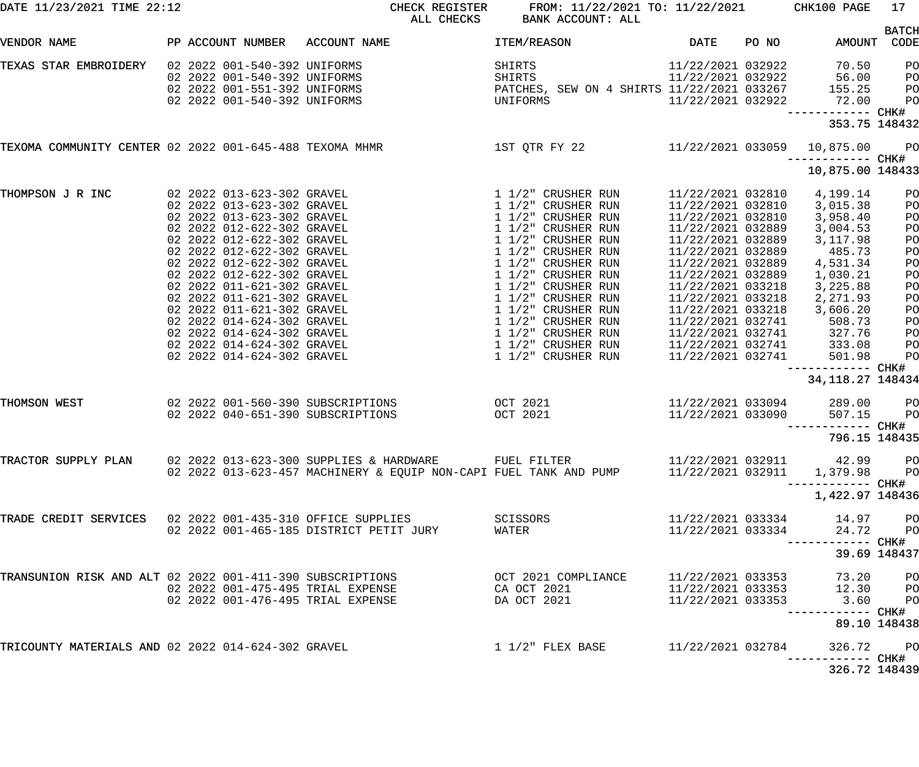DATE 11/23/2021 TIME 22:12 — CHECK REGISTER — ALL CHECKS — FROM: 11/22/2021 TO: 11/22/2021 — BANK ACCOUNT: ALL — CHK100

| VENDOR NAME | PP | ACCOUNT NUMBER | ACCOUNT NAME | ITEM/REASON | DATE | PO NO | AMOUNT | BATCH CODE |
|---|---|---|---|---|---|---|---|---|
| TEXAS STAR EMBROIDERY | 02 2022 | 001-540-392 | UNIFORMS | SHIRTS | 11/22/2021 | 032922 | 70.50 | PO |
| | 02 2022 | 001-540-392 | UNIFORMS | SHIRTS | 11/22/2021 | 032922 | 56.00 | PO |
| | 02 2022 | 001-551-392 | UNIFORMS | PATCHES, SEW ON 4 SHIRTS | 11/22/2021 | 033267 | 155.25 | PO |
| | 02 2022 | 001-540-392 | UNIFORMS | UNIFORMS | 11/22/2021 | 032922 | 72.00 | PO |
| | | | | | | | 353.75 | CHK# 148432 |
| TEXOMA COMMUNITY CENTER | 02 2022 | 001-645-488 | TEXOMA MHMR | 1ST QTR FY 22 | 11/22/2021 | 033059 | 10,875.00 | PO |
| | | | | | | | 10,875.00 | CHK# 148433 |
| THOMPSON J R INC | 02 2022 | 013-623-302 | GRAVEL | 1 1/2" CRUSHER RUN | 11/22/2021 | 032810 | 4,199.14 | PO |
| | 02 2022 | 013-623-302 | GRAVEL | 1 1/2" CRUSHER RUN | 11/22/2021 | 032810 | 3,015.38 | PO |
| | 02 2022 | 013-623-302 | GRAVEL | 1 1/2" CRUSHER RUN | 11/22/2021 | 032810 | 3,958.40 | PO |
| | 02 2022 | 012-622-302 | GRAVEL | 1 1/2" CRUSHER RUN | 11/22/2021 | 032889 | 3,004.53 | PO |
| | 02 2022 | 012-622-302 | GRAVEL | 1 1/2" CRUSHER RUN | 11/22/2021 | 032889 | 3,117.98 | PO |
| | 02 2022 | 012-622-302 | GRAVEL | 1 1/2" CRUSHER RUN | 11/22/2021 | 032889 | 485.73 | PO |
| | 02 2022 | 012-622-302 | GRAVEL | 1 1/2" CRUSHER RUN | 11/22/2021 | 032889 | 4,531.34 | PO |
| | 02 2022 | 012-622-302 | GRAVEL | 1 1/2" CRUSHER RUN | 11/22/2021 | 032889 | 1,030.21 | PO |
| | 02 2022 | 011-621-302 | GRAVEL | 1 1/2" CRUSHER RUN | 11/22/2021 | 033218 | 3,225.88 | PO |
| | 02 2022 | 011-621-302 | GRAVEL | 1 1/2" CRUSHER RUN | 11/22/2021 | 033218 | 2,271.93 | PO |
| | 02 2022 | 011-621-302 | GRAVEL | 1 1/2" CRUSHER RUN | 11/22/2021 | 033218 | 3,606.20 | PO |
| | 02 2022 | 014-624-302 | GRAVEL | 1 1/2" CRUSHER RUN | 11/22/2021 | 032741 | 508.73 | PO |
| | 02 2022 | 014-624-302 | GRAVEL | 1 1/2" CRUSHER RUN | 11/22/2021 | 032741 | 327.76 | PO |
| | 02 2022 | 014-624-302 | GRAVEL | 1 1/2" CRUSHER RUN | 11/22/2021 | 032741 | 333.08 | PO |
| | 02 2022 | 014-624-302 | GRAVEL | 1 1/2" CRUSHER RUN | 11/22/2021 | 032741 | 501.98 | PO |
| | | | | | | | 34,118.27 | CHK# 148434 |
| THOMSON WEST | 02 2022 | 001-560-390 | SUBSCRIPTIONS | OCT 2021 | 11/22/2021 | 033094 | 289.00 | PO |
| | 02 2022 | 040-651-390 | SUBSCRIPTIONS | OCT 2021 | 11/22/2021 | 033090 | 507.15 | PO |
| | | | | | | | 796.15 | CHK# 148435 |
| TRACTOR SUPPLY PLAN | 02 2022 | 013-623-300 | SUPPLIES & HARDWARE | FUEL FILTER | 11/22/2021 | 032911 | 42.99 | PO |
| | 02 2022 | 013-623-457 | MACHINERY & EQUIP NON-CAPI | FUEL TANK AND PUMP | 11/22/2021 | 032911 | 1,379.98 | PO |
| | | | | | | | 1,422.97 | CHK# 148436 |
| TRADE CREDIT SERVICES | 02 2022 | 001-435-310 | OFFICE SUPPLIES | SCISSORS | 11/22/2021 | 033334 | 14.97 | PO |
| | 02 2022 | 001-465-185 | DISTRICT PETIT JURY | WATER | 11/22/2021 | 033334 | 24.72 | PO |
| | | | | | | | 39.69 | CHK# 148437 |
| TRANSUNION RISK AND ALT | 02 2022 | 001-411-390 | SUBSCRIPTIONS | OCT 2021 COMPLIANCE | 11/22/2021 | 033353 | 73.20 | PO |
| | 02 2022 | 001-475-495 | TRIAL EXPENSE | CA OCT 2021 | 11/22/2021 | 033353 | 12.30 | PO |
| | 02 2022 | 001-476-495 | TRIAL EXPENSE | DA OCT 2021 | 11/22/2021 | 033353 | 3.60 | PO |
| | | | | | | | 89.10 | CHK# 148438 |
| TRICOUNTY MATERIALS AND | 02 2022 | 014-624-302 | GRAVEL | 1 1/2" FLEX BASE | 11/22/2021 | 032784 | 326.72 | PO |
| | | | | | | | 326.72 | CHK# 148439 |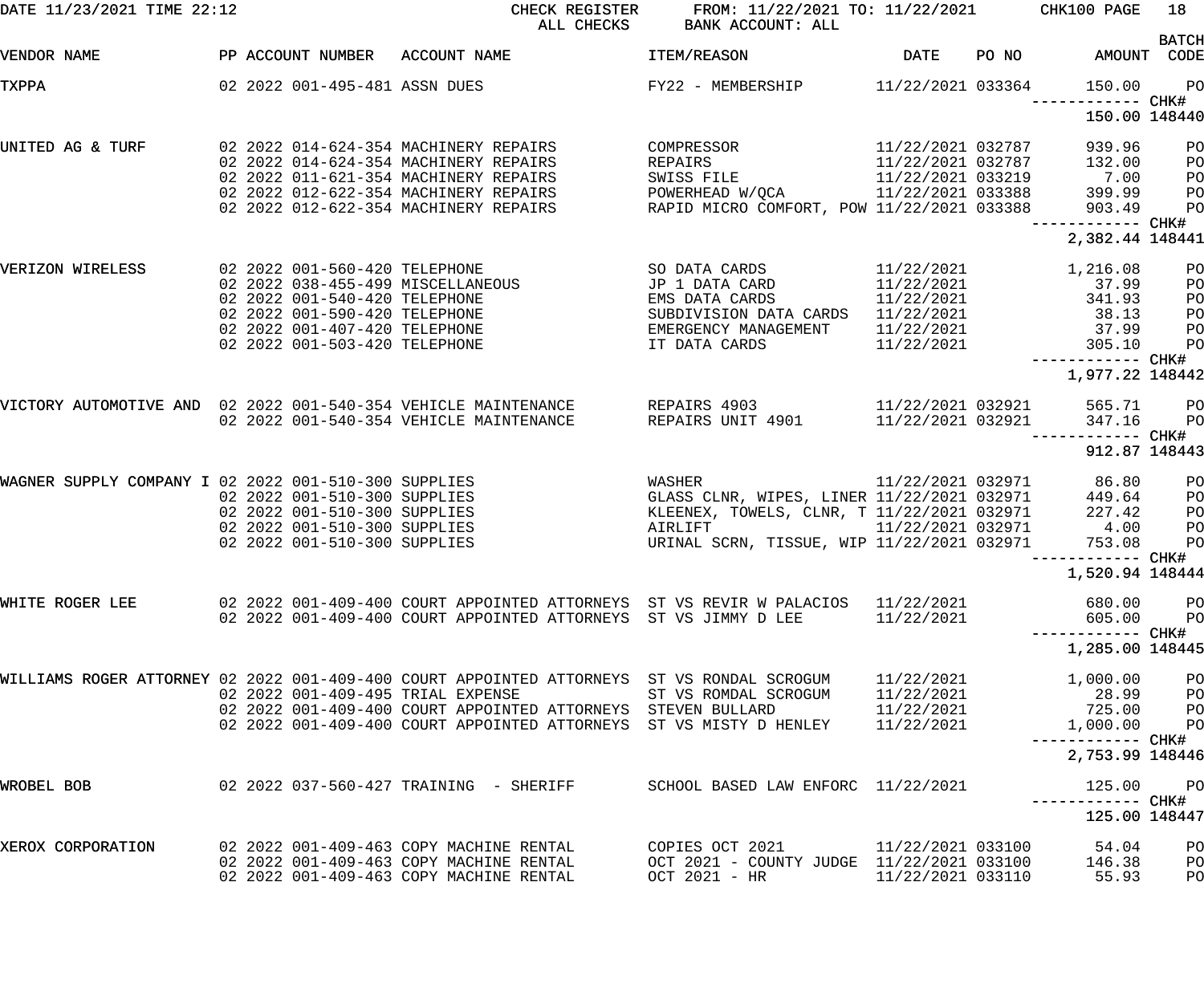DATE 11/23/2021 TIME 22:12 — CHECK REGISTER — ALL CHECKS — FROM: 11/22/2021 TO: 11/22/2021 — BANK ACCOUNT: ALL — CHK100

| VENDOR NAME | PP | ACCOUNT NUMBER | ACCOUNT NAME | ITEM/REASON | DATE | PO NO | AMOUNT | BATCH CODE |
|---|---|---|---|---|---|---|---|---|
| TXPPA | 02 | 2022 001-495-481 | ASSN DUES | FY22 - MEMBERSHIP | 11/22/2021 | 033364 | 150.00 | PO |
| | | | | | | | CHK# 148440 | 150.00 |
| UNITED AG & TURF | 02 | 2022 014-624-354 | MACHINERY REPAIRS | COMPRESSOR | 11/22/2021 | 032787 | 939.96 | PO |
| | 02 | 2022 014-624-354 | MACHINERY REPAIRS | REPAIRS | 11/22/2021 | 032787 | 132.00 | PO |
| | 02 | 2022 011-621-354 | MACHINERY REPAIRS | SWISS FILE | 11/22/2021 | 033219 | 7.00 | PO |
| | 02 | 2022 012-622-354 | MACHINERY REPAIRS | POWERHEAD W/QCA | 11/22/2021 | 033388 | 399.99 | PO |
| | 02 | 2022 012-622-354 | MACHINERY REPAIRS | RAPID MICRO COMFORT, POW | 11/22/2021 | 033388 | 903.49 | PO |
| | | | | | | | CHK# 148441 | 2,382.44 |
| VERIZON WIRELESS | 02 | 2022 001-560-420 | TELEPHONE | SO DATA CARDS | 11/22/2021 | | 1,216.08 | PO |
| | 02 | 2022 038-455-499 | MISCELLANEOUS | JP 1 DATA CARD | 11/22/2021 | | 37.99 | PO |
| | 02 | 2022 001-540-420 | TELEPHONE | EMS DATA CARDS | 11/22/2021 | | 341.93 | PO |
| | 02 | 2022 001-590-420 | TELEPHONE | SUBDIVISION DATA CARDS | 11/22/2021 | | 38.13 | PO |
| | 02 | 2022 001-407-420 | TELEPHONE | EMERGENCY MANAGEMENT | 11/22/2021 | | 37.99 | PO |
| | 02 | 2022 001-503-420 | TELEPHONE | IT DATA CARDS | 11/22/2021 | | 305.10 | PO |
| | | | | | | | CHK# 148442 | 1,977.22 |
| VICTORY AUTOMOTIVE AND | 02 | 2022 001-540-354 | VEHICLE MAINTENANCE | REPAIRS 4903 | 11/22/2021 | 032921 | 565.71 | PO |
| | 02 | 2022 001-540-354 | VEHICLE MAINTENANCE | REPAIRS UNIT 4901 | 11/22/2021 | 032921 | 347.16 | PO |
| | | | | | | | CHK# 148443 | 912.87 |
| WAGNER SUPPLY COMPANY I | 02 | 2022 001-510-300 | SUPPLIES | WASHER | 11/22/2021 | 032971 | 86.80 | PO |
| | 02 | 2022 001-510-300 | SUPPLIES | GLASS CLNR, WIPES, LINER | 11/22/2021 | 032971 | 449.64 | PO |
| | 02 | 2022 001-510-300 | SUPPLIES | KLEENEX, TOWELS, CLNR, T | 11/22/2021 | 032971 | 227.42 | PO |
| | 02 | 2022 001-510-300 | SUPPLIES | AIRLIFT | 11/22/2021 | 032971 | 4.00 | PO |
| | 02 | 2022 001-510-300 | SUPPLIES | URINAL SCRN, TISSUE, WIP | 11/22/2021 | 032971 | 753.08 | PO |
| | | | | | | | CHK# 148444 | 1,520.94 |
| WHITE ROGER LEE | 02 | 2022 001-409-400 | COURT APPOINTED ATTORNEYS | ST VS REVIR W PALACIOS | 11/22/2021 | | 680.00 | PO |
| | 02 | 2022 001-409-400 | COURT APPOINTED ATTORNEYS | ST VS JIMMY D LEE | 11/22/2021 | | 605.00 | PO |
| | | | | | | | CHK# 148445 | 1,285.00 |
| WILLIAMS ROGER ATTORNEY | 02 | 2022 001-409-400 | COURT APPOINTED ATTORNEYS | ST VS RONDAL SCROGUM | 11/22/2021 | | 1,000.00 | PO |
| | 02 | 2022 001-409-495 | TRIAL EXPENSE | ST VS ROMDAL SCROGUM | 11/22/2021 | | 28.99 | PO |
| | 02 | 2022 001-409-400 | COURT APPOINTED ATTORNEYS | STEVEN BULLARD | 11/22/2021 | | 725.00 | PO |
| | 02 | 2022 001-409-400 | COURT APPOINTED ATTORNEYS | ST VS MISTY D HENLEY | 11/22/2021 | | 1,000.00 | PO |
| | | | | | | | CHK# 148446 | 2,753.99 |
| WROBEL BOB | 02 | 2022 037-560-427 | TRAINING - SHERIFF | SCHOOL BASED LAW ENFORC | 11/22/2021 | | 125.00 | PO |
| | | | | | | | CHK# 148447 | 125.00 |
| XEROX CORPORATION | 02 | 2022 001-409-463 | COPY MACHINE RENTAL | COPIES OCT 2021 | 11/22/2021 | 033100 | 54.04 | PO |
| | 02 | 2022 001-409-463 | COPY MACHINE RENTAL | OCT 2021 - COUNTY JUDGE | 11/22/2021 | 033100 | 146.38 | PO |
| | 02 | 2022 001-409-463 | COPY MACHINE RENTAL | OCT 2021 - HR | 11/22/2021 | 033110 | 55.93 | PO |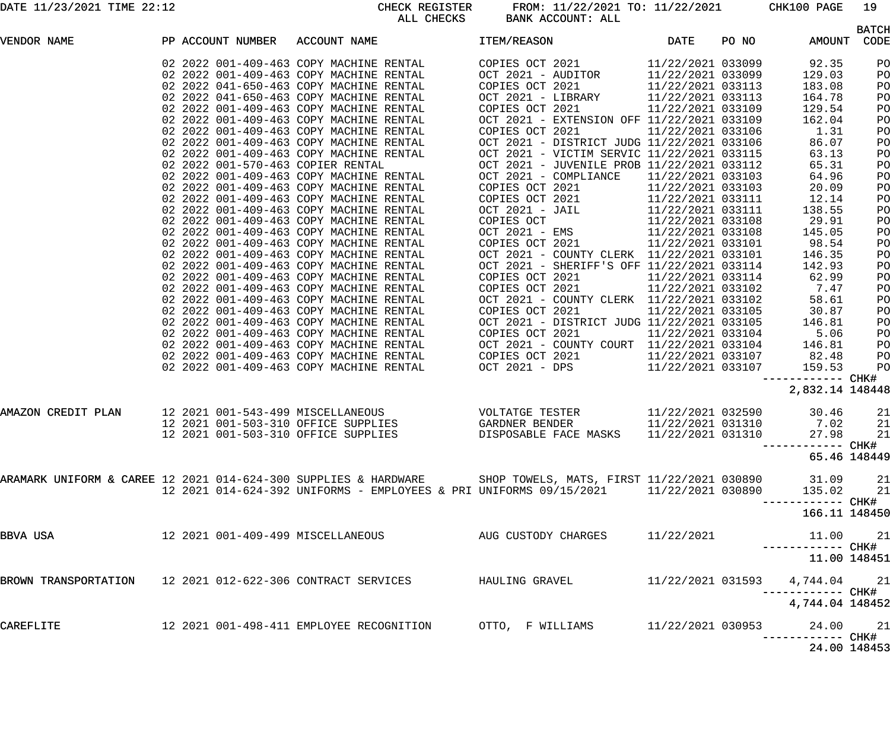DATE 11/23/2021 TIME 22:12 CHECK REGISTER ALL CHECKS FROM: 11/22/2021 TO: 11/22/2021 BANK ACCOUNT: ALL CHK100

| VENDOR NAME | PP | ACCOUNT NUMBER | ACCOUNT NAME | ITEM/REASON | DATE | PO NO | AMOUNT | BATCH CODE |
|---|---|---|---|---|---|---|---|---|
| | 02 2022 | 001-409-463 | COPY MACHINE RENTAL | COPIES OCT 2021 | 11/22/2021 | 033099 | 92.35 | PO |
| | 02 2022 | 001-409-463 | COPY MACHINE RENTAL | OCT 2021 - AUDITOR | 11/22/2021 | 033099 | 129.03 | PO |
| | 02 2022 | 041-650-463 | COPY MACHINE RENTAL | COPIES OCT 2021 | 11/22/2021 | 033113 | 183.08 | PO |
| | 02 2022 | 041-650-463 | COPY MACHINE RENTAL | OCT 2021 - LIBRARY | 11/22/2021 | 033113 | 164.78 | PO |
| | 02 2022 | 001-409-463 | COPY MACHINE RENTAL | COPIES OCT 2021 | 11/22/2021 | 033109 | 129.54 | PO |
| | 02 2022 | 001-409-463 | COPY MACHINE RENTAL | OCT 2021 - EXTENSION OFF | 11/22/2021 | 033109 | 162.04 | PO |
| | 02 2022 | 001-409-463 | COPY MACHINE RENTAL | COPIES OCT 2021 | 11/22/2021 | 033106 | 1.31 | PO |
| | 02 2022 | 001-409-463 | COPY MACHINE RENTAL | OCT 2021 - DISTRICT JUDG | 11/22/2021 | 033106 | 86.07 | PO |
| | 02 2022 | 001-409-463 | COPY MACHINE RENTAL | OCT 2021 - VICTIM SERVIC | 11/22/2021 | 033115 | 63.13 | PO |
| | 02 2022 | 001-570-463 | COPIER RENTAL | OCT 2021 - JUVENILE PROB | 11/22/2021 | 033112 | 65.31 | PO |
| | 02 2022 | 001-409-463 | COPY MACHINE RENTAL | OCT 2021 - COMPLIANCE | 11/22/2021 | 033103 | 64.96 | PO |
| | 02 2022 | 001-409-463 | COPY MACHINE RENTAL | COPIES OCT 2021 | 11/22/2021 | 033103 | 20.09 | PO |
| | 02 2022 | 001-409-463 | COPY MACHINE RENTAL | COPIES OCT 2021 | 11/22/2021 | 033111 | 12.14 | PO |
| | 02 2022 | 001-409-463 | COPY MACHINE RENTAL | OCT 2021 - JAIL | 11/22/2021 | 033111 | 138.55 | PO |
| | 02 2022 | 001-409-463 | COPY MACHINE RENTAL | COPIES OCT | 11/22/2021 | 033108 | 29.91 | PO |
| | 02 2022 | 001-409-463 | COPY MACHINE RENTAL | OCT 2021 - EMS | 11/22/2021 | 033108 | 145.05 | PO |
| | 02 2022 | 001-409-463 | COPY MACHINE RENTAL | COPIES OCT 2021 | 11/22/2021 | 033101 | 98.54 | PO |
| | 02 2022 | 001-409-463 | COPY MACHINE RENTAL | OCT 2021 - COUNTY CLERK | 11/22/2021 | 033101 | 146.35 | PO |
| | 02 2022 | 001-409-463 | COPY MACHINE RENTAL | OCT 2021 - SHERIFF'S OFF | 11/22/2021 | 033114 | 142.93 | PO |
| | 02 2022 | 001-409-463 | COPY MACHINE RENTAL | COPIES OCT 2021 | 11/22/2021 | 033114 | 62.99 | PO |
| | 02 2022 | 001-409-463 | COPY MACHINE RENTAL | COPIES OCT 2021 | 11/22/2021 | 033102 | 7.47 | PO |
| | 02 2022 | 001-409-463 | COPY MACHINE RENTAL | OCT 2021 - COUNTY CLERK | 11/22/2021 | 033102 | 58.61 | PO |
| | 02 2022 | 001-409-463 | COPY MACHINE RENTAL | COPIES OCT 2021 | 11/22/2021 | 033105 | 30.87 | PO |
| | 02 2022 | 001-409-463 | COPY MACHINE RENTAL | OCT 2021 - DISTRICT JUDG | 11/22/2021 | 033105 | 146.81 | PO |
| | 02 2022 | 001-409-463 | COPY MACHINE RENTAL | COPIES OCT 2021 | 11/22/2021 | 033104 | 5.06 | PO |
| | 02 2022 | 001-409-463 | COPY MACHINE RENTAL | OCT 2021 - COUNTY COURT | 11/22/2021 | 033104 | 146.81 | PO |
| | 02 2022 | 001-409-463 | COPY MACHINE RENTAL | COPIES OCT 2021 | 11/22/2021 | 033107 | 82.48 | PO |
| | 02 2022 | 001-409-463 | COPY MACHINE RENTAL | OCT 2021 - DPS | 11/22/2021 | 033107 | 159.53 | PO |
| | | | | | | | 2,832.14 | CHK# 148448 |
| AMAZON CREDIT PLAN | 12 2021 | 001-543-499 | MISCELLANEOUS | VOLTATGE TESTER | 11/22/2021 | 032590 | 30.46 | 21 |
| | 12 2021 | 001-503-310 | OFFICE SUPPLIES | GARDNER BENDER | 11/22/2021 | 031310 | 7.02 | 21 |
| | 12 2021 | 001-503-310 | OFFICE SUPPLIES | DISPOSABLE FACE MASKS | 11/22/2021 | 031310 | 27.98 | 21 |
| | | | | | | | 65.46 | CHK# 148449 |
| ARAMARK UNIFORM & CAREE | 12 2021 | 014-624-300 | SUPPLIES & HARDWARE | SHOP TOWELS, MATS, FIRST | 11/22/2021 | 030890 | 31.09 | 21 |
| | 12 2021 | 014-624-392 | UNIFORMS - EMPLOYEES & PRI | UNIFORMS 09/15/2021 | 11/22/2021 | 030890 | 135.02 | 21 |
| | | | | | | | 166.11 | CHK# 148450 |
| BBVA USA | 12 2021 | 001-409-499 | MISCELLANEOUS | AUG CUSTODY CHARGES | 11/22/2021 | | 11.00 | 21 |
| | | | | | | | 11.00 | CHK# 148451 |
| BROWN TRANSPORTATION | 12 2021 | 012-622-306 | CONTRACT SERVICES | HAULING GRAVEL | 11/22/2021 | 031593 | 4,744.04 | 21 |
| | | | | | | | 4,744.04 | CHK# 148452 |
| CAREFLITE | 12 2021 | 001-498-411 | EMPLOYEE RECOGNITION | OTTO, F WILLIAMS | 11/22/2021 | 030953 | 24.00 | 21 |
| | | | | | | | 24.00 | CHK# 148453 |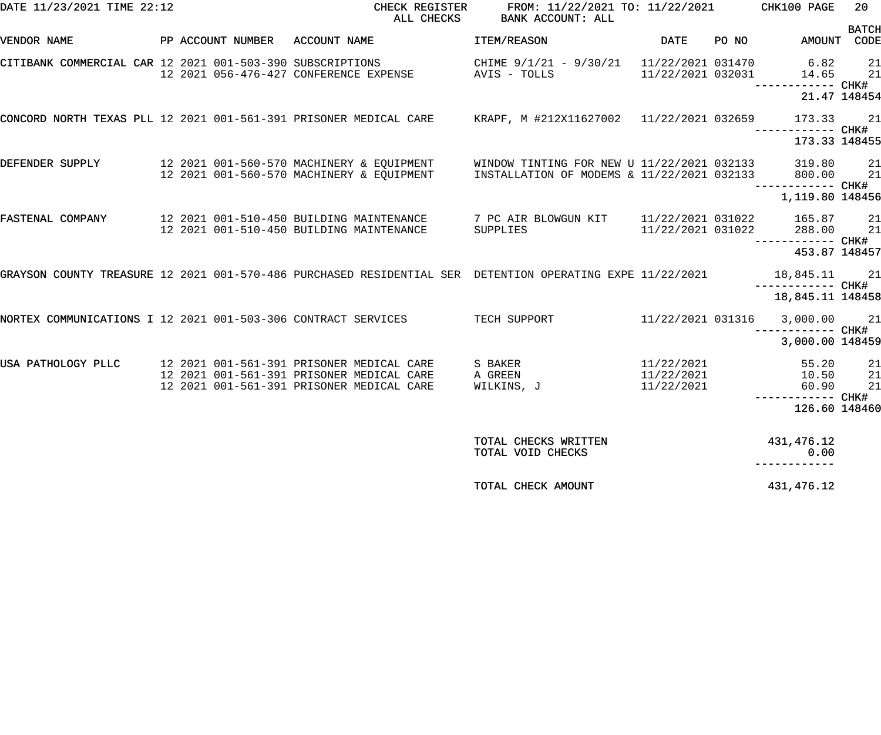DATE 11/23/2021 TIME 22:12 CHECK REGISTER ALL CHECKS FROM: 11/22/2021 TO: 11/22/2021 BANK ACCOUNT: ALL CHK100 PAGE 20

| VENDOR NAME | PP | ACCOUNT NUMBER | ACCOUNT NAME | ITEM/REASON | DATE | PO NO | AMOUNT | BATCH CODE |
|---|---|---|---|---|---|---|---|---|
| CITIBANK COMMERCIAL CAR | 12 | 2021 001-503-390 | SUBSCRIPTIONS | CHIME 9/1/21 - 9/30/21 | 11/22/2021 | 031470 | 6.82 | 21 |
| | 12 | 2021 056-476-427 | CONFERENCE EXPENSE | AVIS - TOLLS | 11/22/2021 | 032031 | 14.65 | 21 |
| | | | | | | | 21.47 | CHK# 148454 |
| CONCORD NORTH TEXAS PLL | 12 | 2021 001-561-391 | PRISONER MEDICAL CARE | KRAPF, M #212X11627002 | 11/22/2021 | 032659 | 173.33 | 21 |
| | | | | | | | 173.33 | CHK# 148455 |
| DEFENDER SUPPLY | 12 | 2021 001-560-570 | MACHINERY & EQUIPMENT | WINDOW TINTING FOR NEW U | 11/22/2021 | 032133 | 319.80 | 21 |
| | 12 | 2021 001-560-570 | MACHINERY & EQUIPMENT | INSTALLATION OF MODEMS & | 11/22/2021 | 032133 | 800.00 | 21 |
| | | | | | | | 1,119.80 | CHK# 148456 |
| FASTENAL COMPANY | 12 | 2021 001-510-450 | BUILDING MAINTENANCE | 7 PC AIR BLOWGUN KIT | 11/22/2021 | 031022 | 165.87 | 21 |
| | 12 | 2021 001-510-450 | BUILDING MAINTENANCE | SUPPLIES | 11/22/2021 | 031022 | 288.00 | 21 |
| | | | | | | | 453.87 | CHK# 148457 |
| GRAYSON COUNTY TREASURE | 12 | 2021 001-570-486 | PURCHASED RESIDENTIAL SER | DETENTION OPERATING EXPE | 11/22/2021 | | 18,845.11 | 21 |
| | | | | | | | 18,845.11 | CHK# 148458 |
| NORTEX COMMUNICATIONS I | 12 | 2021 001-503-306 | CONTRACT SERVICES | TECH SUPPORT | 11/22/2021 | 031316 | 3,000.00 | 21 |
| | | | | | | | 3,000.00 | CHK# 148459 |
| USA PATHOLOGY PLLC | 12 | 2021 001-561-391 | PRISONER MEDICAL CARE | S BAKER | 11/22/2021 | | 55.20 | 21 |
| | 12 | 2021 001-561-391 | PRISONER MEDICAL CARE | A GREEN | 11/22/2021 | | 10.50 | 21 |
| | 12 | 2021 001-561-391 | PRISONER MEDICAL CARE | WILKINS, J | 11/22/2021 | | 60.90 | 21 |
| | | | | | | | 126.60 | CHK# 148460 |

| | |
|---|---|
| TOTAL CHECKS WRITTEN | 431,476.12 |
| TOTAL VOID CHECKS | 0.00 |
| TOTAL CHECK AMOUNT | 431,476.12 |